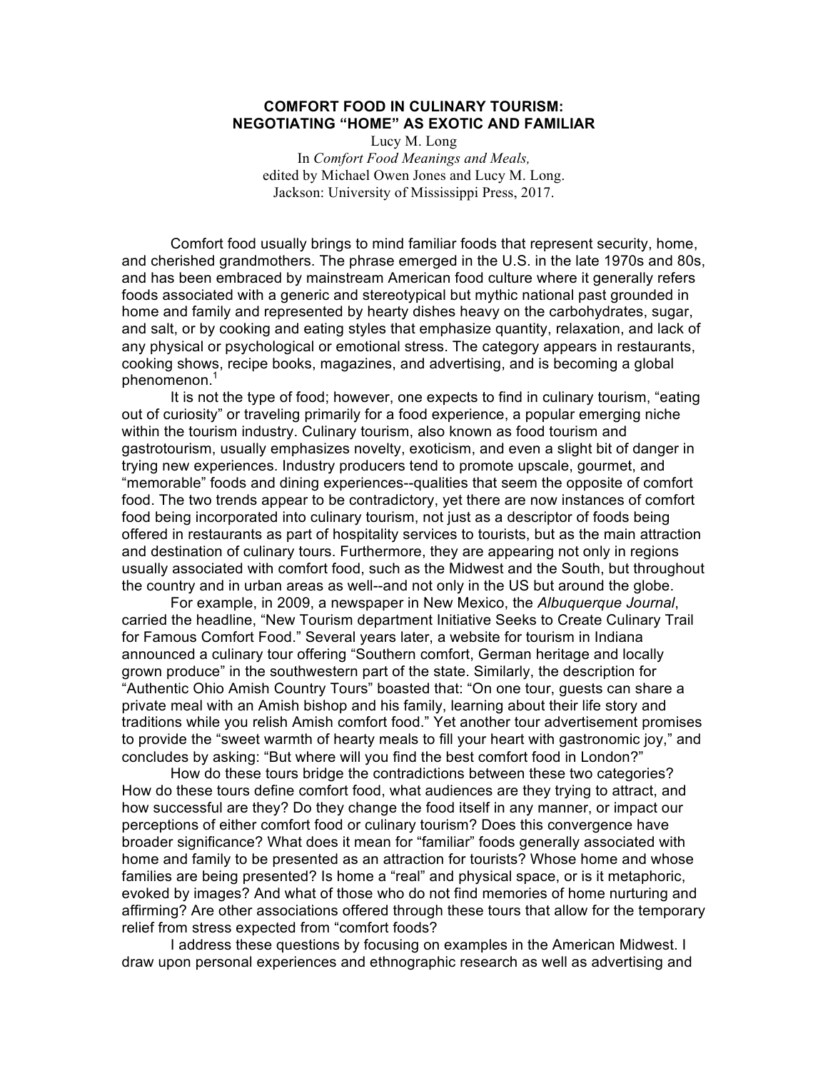# COMFORT FOOD IN CULINARY TOURISM: NEGOTIATING "HOME" AS EXOTIC AND FAMILIAR

Lucy M. Long

In *Comfort Food Meanings and Meals,*
edited by Michael Owen Jones and Lucy M. Long.
Jackson: University of Mississippi Press, 2017.

Comfort food usually brings to mind familiar foods that represent security, home, and cherished grandmothers. The phrase emerged in the U.S. in the late 1970s and 80s, and has been embraced by mainstream American food culture where it generally refers foods associated with a generic and stereotypical but mythic national past grounded in home and family and represented by hearty dishes heavy on the carbohydrates, sugar, and salt, or by cooking and eating styles that emphasize quantity, relaxation, and lack of any physical or psychological or emotional stress. The category appears in restaurants, cooking shows, recipe books, magazines, and advertising, and is becoming a global phenomenon.[1]

It is not the type of food; however, one expects to find in culinary tourism, "eating out of curiosity" or traveling primarily for a food experience, a popular emerging niche within the tourism industry. Culinary tourism, also known as food tourism and gastrotourism, usually emphasizes novelty, exoticism, and even a slight bit of danger in trying new experiences. Industry producers tend to promote upscale, gourmet, and "memorable" foods and dining experiences--qualities that seem the opposite of comfort food. The two trends appear to be contradictory, yet there are now instances of comfort food being incorporated into culinary tourism, not just as a descriptor of foods being offered in restaurants as part of hospitality services to tourists, but as the main attraction and destination of culinary tours. Furthermore, they are appearing not only in regions usually associated with comfort food, such as the Midwest and the South, but throughout the country and in urban areas as well--and not only in the US but around the globe.

For example, in 2009, a newspaper in New Mexico, the *Albuquerque Journal*, carried the headline, "New Tourism department Initiative Seeks to Create Culinary Trail for Famous Comfort Food." Several years later, a website for tourism in Indiana announced a culinary tour offering "Southern comfort, German heritage and locally grown produce" in the southwestern part of the state. Similarly, the description for "Authentic Ohio Amish Country Tours" boasted that: "On one tour, guests can share a private meal with an Amish bishop and his family, learning about their life story and traditions while you relish Amish comfort food." Yet another tour advertisement promises to provide the "sweet warmth of hearty meals to fill your heart with gastronomic joy," and concludes by asking: "But where will you find the best comfort food in London?"

How do these tours bridge the contradictions between these two categories? How do these tours define comfort food, what audiences are they trying to attract, and how successful are they? Do they change the food itself in any manner, or impact our perceptions of either comfort food or culinary tourism? Does this convergence have broader significance? What does it mean for "familiar" foods generally associated with home and family to be presented as an attraction for tourists? Whose home and whose families are being presented? Is home a "real" and physical space, or is it metaphoric, evoked by images? And what of those who do not find memories of home nurturing and affirming? Are other associations offered through these tours that allow for the temporary relief from stress expected from "comfort foods?

I address these questions by focusing on examples in the American Midwest. I draw upon personal experiences and ethnographic research as well as advertising and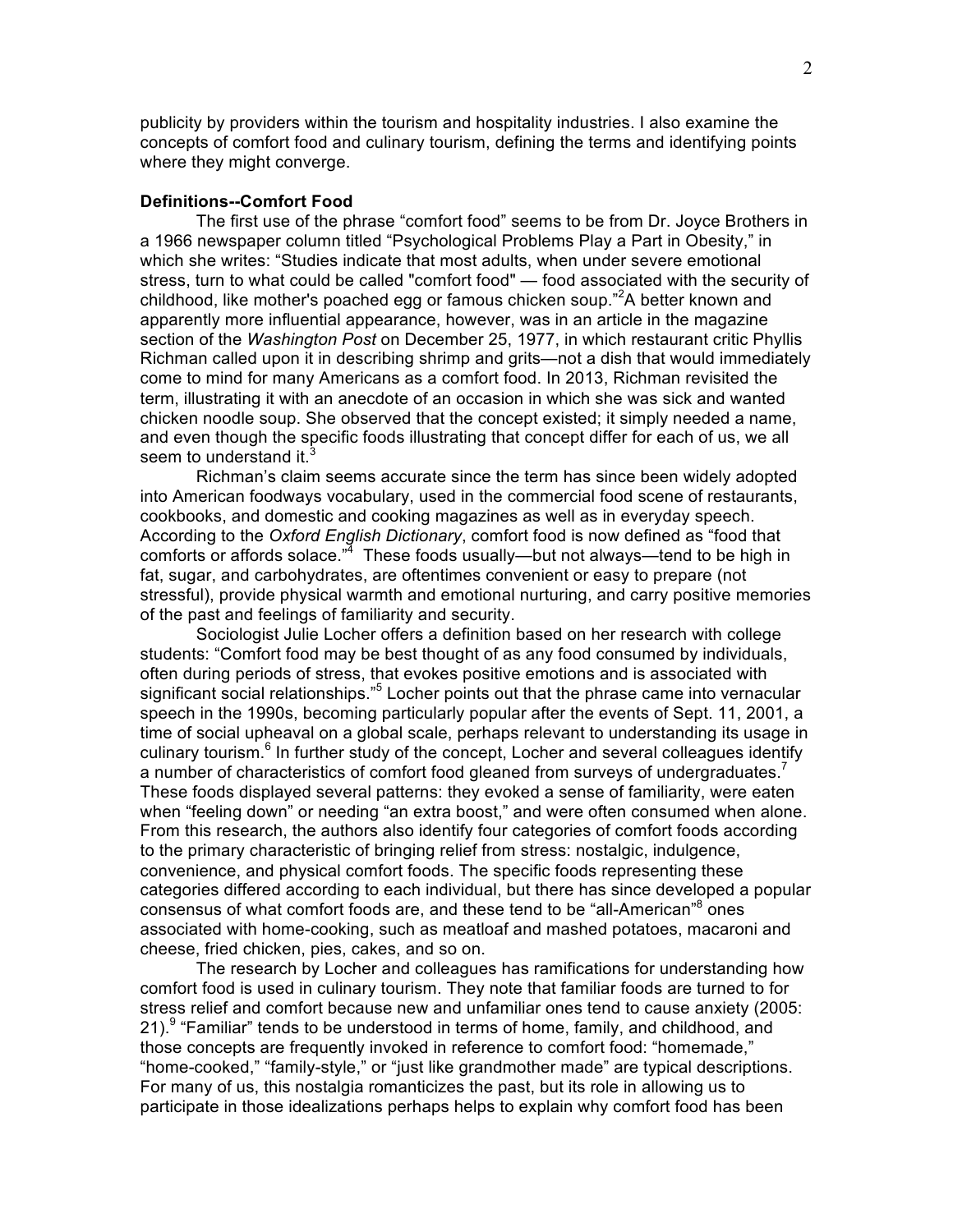publicity by providers within the tourism and hospitality industries. I also examine the concepts of comfort food and culinary tourism, defining the terms and identifying points where they might converge.

**Definitions--Comfort Food**

The first use of the phrase "comfort food" seems to be from Dr. Joyce Brothers in a 1966 newspaper column titled "Psychological Problems Play a Part in Obesity," in which she writes: "Studies indicate that most adults, when under severe emotional stress, turn to what could be called "comfort food" — food associated with the security of childhood, like mother's poached egg or famous chicken soup."[2] A better known and apparently more influential appearance, however, was in an article in the magazine section of the *Washington Post* on December 25, 1977, in which restaurant critic Phyllis Richman called upon it in describing shrimp and grits—not a dish that would immediately come to mind for many Americans as a comfort food. In 2013, Richman revisited the term, illustrating it with an anecdote of an occasion in which she was sick and wanted chicken noodle soup. She observed that the concept existed; it simply needed a name, and even though the specific foods illustrating that concept differ for each of us, we all seem to understand it.[3]

Richman's claim seems accurate since the term has since been widely adopted into American foodways vocabulary, used in the commercial food scene of restaurants, cookbooks, and domestic and cooking magazines as well as in everyday speech. According to the *Oxford English Dictionary*, comfort food is now defined as "food that comforts or affords solace."[4] These foods usually—but not always—tend to be high in fat, sugar, and carbohydrates, are oftentimes convenient or easy to prepare (not stressful), provide physical warmth and emotional nurturing, and carry positive memories of the past and feelings of familiarity and security.

Sociologist Julie Locher offers a definition based on her research with college students: "Comfort food may be best thought of as any food consumed by individuals, often during periods of stress, that evokes positive emotions and is associated with significant social relationships."[5] Locher points out that the phrase came into vernacular speech in the 1990s, becoming particularly popular after the events of Sept. 11, 2001, a time of social upheaval on a global scale, perhaps relevant to understanding its usage in culinary tourism.[6] In further study of the concept, Locher and several colleagues identify a number of characteristics of comfort food gleaned from surveys of undergraduates.[7] These foods displayed several patterns: they evoked a sense of familiarity, were eaten when "feeling down" or needing "an extra boost," and were often consumed when alone. From this research, the authors also identify four categories of comfort foods according to the primary characteristic of bringing relief from stress: nostalgic, indulgence, convenience, and physical comfort foods. The specific foods representing these categories differed according to each individual, but there has since developed a popular consensus of what comfort foods are, and these tend to be "all-American"[8] ones associated with home-cooking, such as meatloaf and mashed potatoes, macaroni and cheese, fried chicken, pies, cakes, and so on.

The research by Locher and colleagues has ramifications for understanding how comfort food is used in culinary tourism. They note that familiar foods are turned to for stress relief and comfort because new and unfamiliar ones tend to cause anxiety (2005: 21).[9] "Familiar" tends to be understood in terms of home, family, and childhood, and those concepts are frequently invoked in reference to comfort food: "homemade," "home-cooked," "family-style," or "just like grandmother made" are typical descriptions. For many of us, this nostalgia romanticizes the past, but its role in allowing us to participate in those idealizations perhaps helps to explain why comfort food has been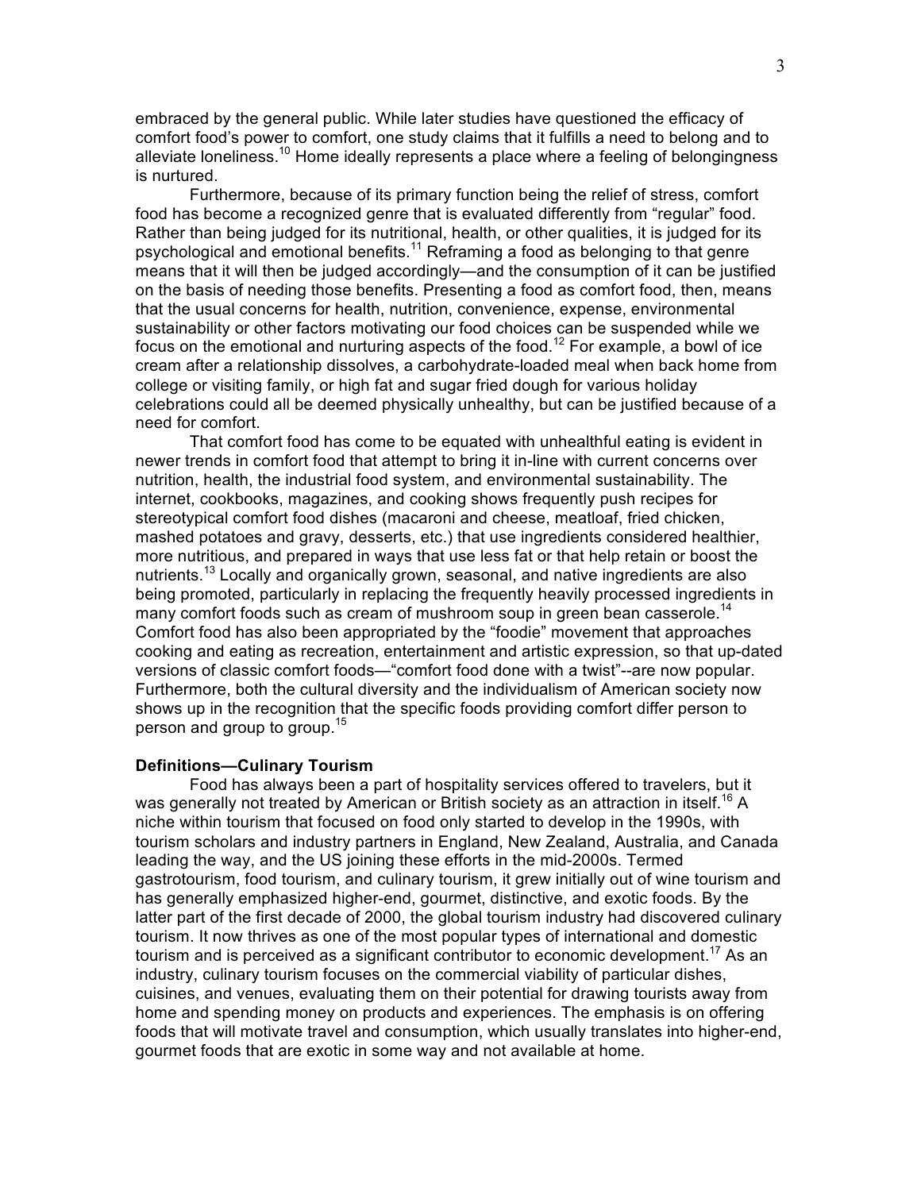embraced by the general public. While later studies have questioned the efficacy of comfort food's power to comfort, one study claims that it fulfills a need to belong and to alleviate loneliness.[10] Home ideally represents a place where a feeling of belongingness is nurtured.

Furthermore, because of its primary function being the relief of stress, comfort food has become a recognized genre that is evaluated differently from "regular" food. Rather than being judged for its nutritional, health, or other qualities, it is judged for its psychological and emotional benefits.[11] Reframing a food as belonging to that genre means that it will then be judged accordingly—and the consumption of it can be justified on the basis of needing those benefits. Presenting a food as comfort food, then, means that the usual concerns for health, nutrition, convenience, expense, environmental sustainability or other factors motivating our food choices can be suspended while we focus on the emotional and nurturing aspects of the food.[12] For example, a bowl of ice cream after a relationship dissolves, a carbohydrate-loaded meal when back home from college or visiting family, or high fat and sugar fried dough for various holiday celebrations could all be deemed physically unhealthy, but can be justified because of a need for comfort.

That comfort food has come to be equated with unhealthful eating is evident in newer trends in comfort food that attempt to bring it in-line with current concerns over nutrition, health, the industrial food system, and environmental sustainability. The internet, cookbooks, magazines, and cooking shows frequently push recipes for stereotypical comfort food dishes (macaroni and cheese, meatloaf, fried chicken, mashed potatoes and gravy, desserts, etc.) that use ingredients considered healthier, more nutritious, and prepared in ways that use less fat or that help retain or boost the nutrients.[13] Locally and organically grown, seasonal, and native ingredients are also being promoted, particularly in replacing the frequently heavily processed ingredients in many comfort foods such as cream of mushroom soup in green bean casserole.[14] Comfort food has also been appropriated by the "foodie" movement that approaches cooking and eating as recreation, entertainment and artistic expression, so that up-dated versions of classic comfort foods—"comfort food done with a twist"--are now popular. Furthermore, both the cultural diversity and the individualism of American society now shows up in the recognition that the specific foods providing comfort differ person to person and group to group.[15]

**Definitions—Culinary Tourism**

Food has always been a part of hospitality services offered to travelers, but it was generally not treated by American or British society as an attraction in itself.[16] A niche within tourism that focused on food only started to develop in the 1990s, with tourism scholars and industry partners in England, New Zealand, Australia, and Canada leading the way, and the US joining these efforts in the mid-2000s. Termed gastrotourism, food tourism, and culinary tourism, it grew initially out of wine tourism and has generally emphasized higher-end, gourmet, distinctive, and exotic foods. By the latter part of the first decade of 2000, the global tourism industry had discovered culinary tourism. It now thrives as one of the most popular types of international and domestic tourism and is perceived as a significant contributor to economic development.[17] As an industry, culinary tourism focuses on the commercial viability of particular dishes, cuisines, and venues, evaluating them on their potential for drawing tourists away from home and spending money on products and experiences. The emphasis is on offering foods that will motivate travel and consumption, which usually translates into higher-end, gourmet foods that are exotic in some way and not available at home.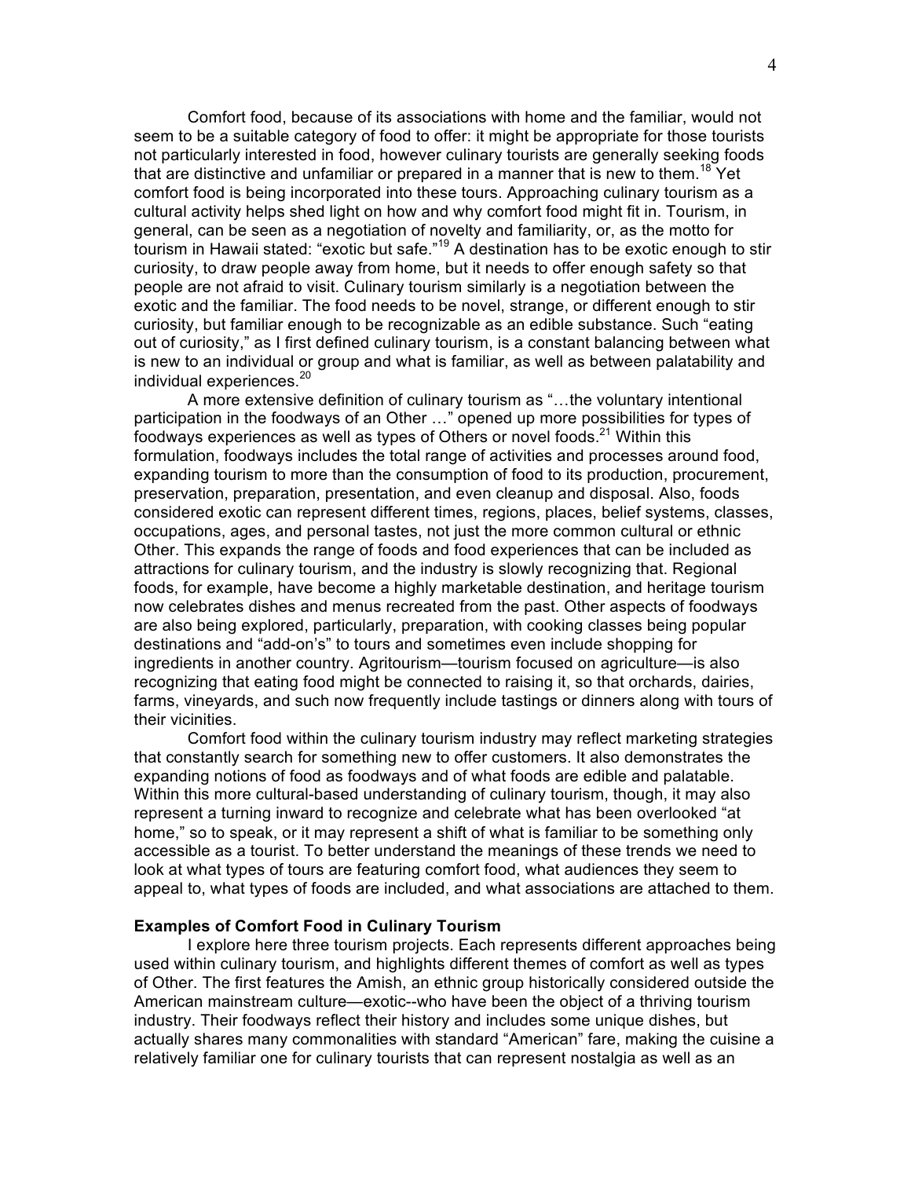Comfort food, because of its associations with home and the familiar, would not seem to be a suitable category of food to offer: it might be appropriate for those tourists not particularly interested in food, however culinary tourists are generally seeking foods that are distinctive and unfamiliar or prepared in a manner that is new to them.[18] Yet comfort food is being incorporated into these tours. Approaching culinary tourism as a cultural activity helps shed light on how and why comfort food might fit in. Tourism, in general, can be seen as a negotiation of novelty and familiarity, or, as the motto for tourism in Hawaii stated: "exotic but safe."[19] A destination has to be exotic enough to stir curiosity, to draw people away from home, but it needs to offer enough safety so that people are not afraid to visit. Culinary tourism similarly is a negotiation between the exotic and the familiar. The food needs to be novel, strange, or different enough to stir curiosity, but familiar enough to be recognizable as an edible substance. Such "eating out of curiosity," as I first defined culinary tourism, is a constant balancing between what is new to an individual or group and what is familiar, as well as between palatability and individual experiences.[20]

A more extensive definition of culinary tourism as "…the voluntary intentional participation in the foodways of an Other …" opened up more possibilities for types of foodways experiences as well as types of Others or novel foods.[21] Within this formulation, foodways includes the total range of activities and processes around food, expanding tourism to more than the consumption of food to its production, procurement, preservation, preparation, presentation, and even cleanup and disposal. Also, foods considered exotic can represent different times, regions, places, belief systems, classes, occupations, ages, and personal tastes, not just the more common cultural or ethnic Other. This expands the range of foods and food experiences that can be included as attractions for culinary tourism, and the industry is slowly recognizing that. Regional foods, for example, have become a highly marketable destination, and heritage tourism now celebrates dishes and menus recreated from the past. Other aspects of foodways are also being explored, particularly, preparation, with cooking classes being popular destinations and "add-on's" to tours and sometimes even include shopping for ingredients in another country. Agritourism—tourism focused on agriculture—is also recognizing that eating food might be connected to raising it, so that orchards, dairies, farms, vineyards, and such now frequently include tastings or dinners along with tours of their vicinities.

Comfort food within the culinary tourism industry may reflect marketing strategies that constantly search for something new to offer customers. It also demonstrates the expanding notions of food as foodways and of what foods are edible and palatable. Within this more cultural-based understanding of culinary tourism, though, it may also represent a turning inward to recognize and celebrate what has been overlooked "at home," so to speak, or it may represent a shift of what is familiar to be something only accessible as a tourist. To better understand the meanings of these trends we need to look at what types of tours are featuring comfort food, what audiences they seem to appeal to, what types of foods are included, and what associations are attached to them.

**Examples of Comfort Food in Culinary Tourism**

I explore here three tourism projects. Each represents different approaches being used within culinary tourism, and highlights different themes of comfort as well as types of Other. The first features the Amish, an ethnic group historically considered outside the American mainstream culture—exotic--who have been the object of a thriving tourism industry. Their foodways reflect their history and includes some unique dishes, but actually shares many commonalities with standard "American" fare, making the cuisine a relatively familiar one for culinary tourists that can represent nostalgia as well as an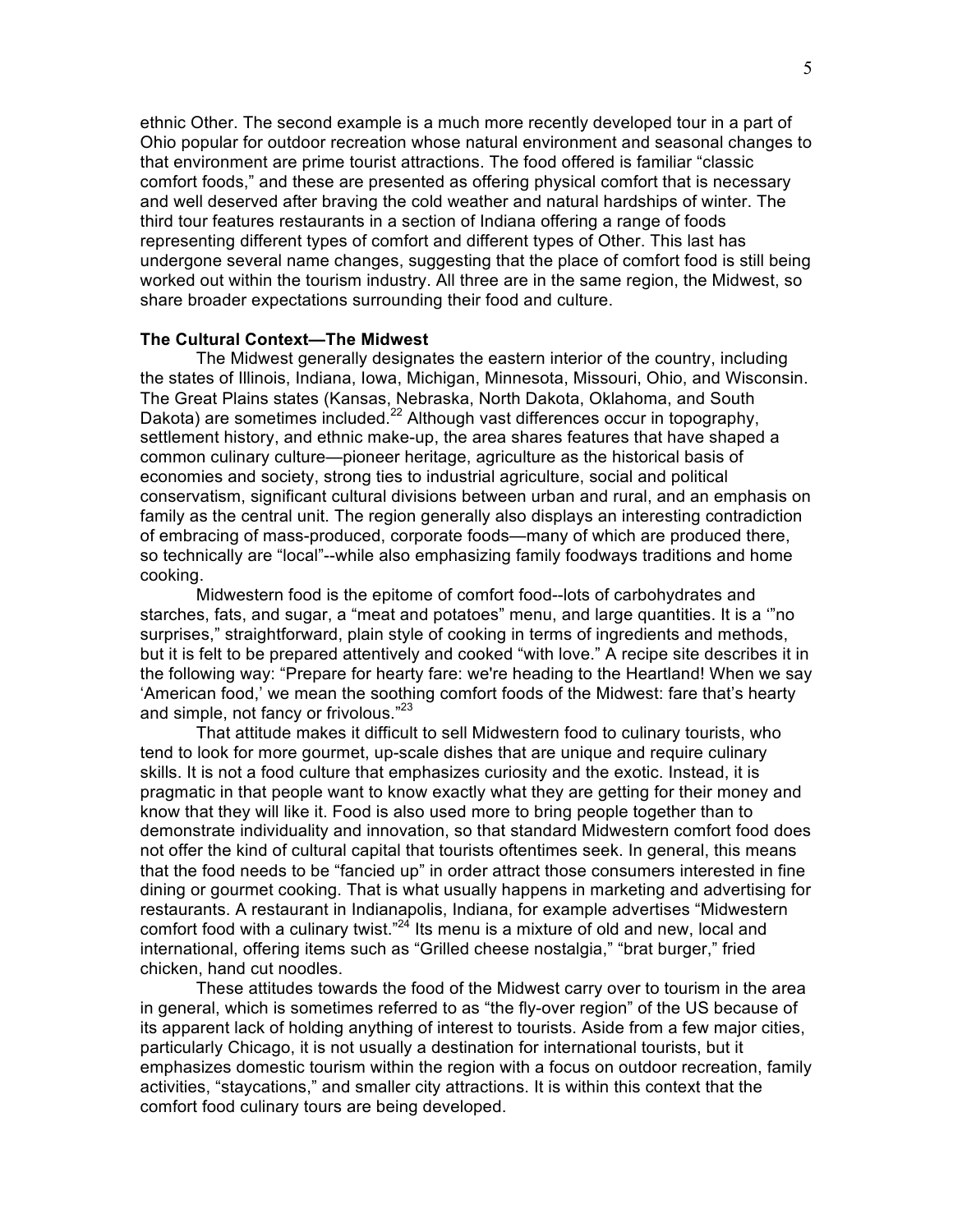ethnic Other. The second example is a much more recently developed tour in a part of Ohio popular for outdoor recreation whose natural environment and seasonal changes to that environment are prime tourist attractions. The food offered is familiar "classic comfort foods," and these are presented as offering physical comfort that is necessary and well deserved after braving the cold weather and natural hardships of winter. The third tour features restaurants in a section of Indiana offering a range of foods representing different types of comfort and different types of Other. This last has undergone several name changes, suggesting that the place of comfort food is still being worked out within the tourism industry. All three are in the same region, the Midwest, so share broader expectations surrounding their food and culture.

**The Cultural Context—The Midwest**

The Midwest generally designates the eastern interior of the country, including the states of Illinois, Indiana, Iowa, Michigan, Minnesota, Missouri, Ohio, and Wisconsin. The Great Plains states (Kansas, Nebraska, North Dakota, Oklahoma, and South Dakota) are sometimes included.[22] Although vast differences occur in topography, settlement history, and ethnic make-up, the area shares features that have shaped a common culinary culture—pioneer heritage, agriculture as the historical basis of economies and society, strong ties to industrial agriculture, social and political conservatism, significant cultural divisions between urban and rural, and an emphasis on family as the central unit. The region generally also displays an interesting contradiction of embracing of mass-produced, corporate foods—many of which are produced there, so technically are "local"--while also emphasizing family foodways traditions and home cooking.

Midwestern food is the epitome of comfort food--lots of carbohydrates and starches, fats, and sugar, a "meat and potatoes" menu, and large quantities. It is a '"no surprises," straightforward, plain style of cooking in terms of ingredients and methods, but it is felt to be prepared attentively and cooked "with love." A recipe site describes it in the following way: "Prepare for hearty fare: we're heading to the Heartland! When we say 'American food,' we mean the soothing comfort foods of the Midwest: fare that's hearty and simple, not fancy or frivolous."[23]

That attitude makes it difficult to sell Midwestern food to culinary tourists, who tend to look for more gourmet, up-scale dishes that are unique and require culinary skills. It is not a food culture that emphasizes curiosity and the exotic. Instead, it is pragmatic in that people want to know exactly what they are getting for their money and know that they will like it. Food is also used more to bring people together than to demonstrate individuality and innovation, so that standard Midwestern comfort food does not offer the kind of cultural capital that tourists oftentimes seek. In general, this means that the food needs to be "fancied up" in order attract those consumers interested in fine dining or gourmet cooking. That is what usually happens in marketing and advertising for restaurants. A restaurant in Indianapolis, Indiana, for example advertises "Midwestern comfort food with a culinary twist."[24] Its menu is a mixture of old and new, local and international, offering items such as "Grilled cheese nostalgia," "brat burger," fried chicken, hand cut noodles.

These attitudes towards the food of the Midwest carry over to tourism in the area in general, which is sometimes referred to as "the fly-over region" of the US because of its apparent lack of holding anything of interest to tourists. Aside from a few major cities, particularly Chicago, it is not usually a destination for international tourists, but it emphasizes domestic tourism within the region with a focus on outdoor recreation, family activities, "staycations," and smaller city attractions. It is within this context that the comfort food culinary tours are being developed.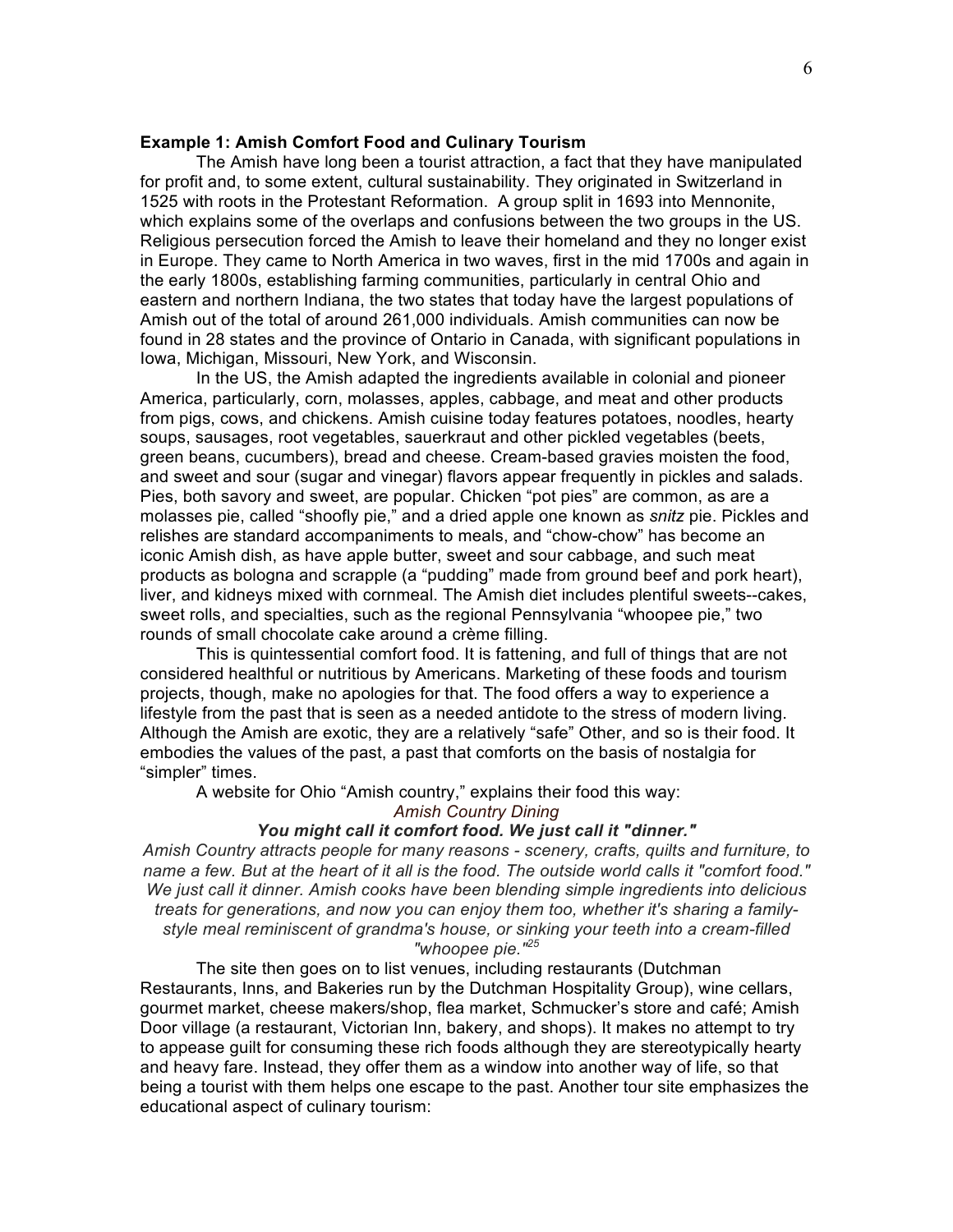**Example 1: Amish Comfort Food and Culinary Tourism**

The Amish have long been a tourist attraction, a fact that they have manipulated for profit and, to some extent, cultural sustainability. They originated in Switzerland in 1525 with roots in the Protestant Reformation. A group split in 1693 into Mennonite, which explains some of the overlaps and confusions between the two groups in the US. Religious persecution forced the Amish to leave their homeland and they no longer exist in Europe. They came to North America in two waves, first in the mid 1700s and again in the early 1800s, establishing farming communities, particularly in central Ohio and eastern and northern Indiana, the two states that today have the largest populations of Amish out of the total of around 261,000 individuals. Amish communities can now be found in 28 states and the province of Ontario in Canada, with significant populations in Iowa, Michigan, Missouri, New York, and Wisconsin.

In the US, the Amish adapted the ingredients available in colonial and pioneer America, particularly, corn, molasses, apples, cabbage, and meat and other products from pigs, cows, and chickens. Amish cuisine today features potatoes, noodles, hearty soups, sausages, root vegetables, sauerkraut and other pickled vegetables (beets, green beans, cucumbers), bread and cheese. Cream-based gravies moisten the food, and sweet and sour (sugar and vinegar) flavors appear frequently in pickles and salads. Pies, both savory and sweet, are popular. Chicken "pot pies" are common, as are a molasses pie, called "shoofly pie," and a dried apple one known as *snitz* pie. Pickles and relishes are standard accompaniments to meals, and "chow-chow" has become an iconic Amish dish, as have apple butter, sweet and sour cabbage, and such meat products as bologna and scrapple (a "pudding" made from ground beef and pork heart), liver, and kidneys mixed with cornmeal. The Amish diet includes plentiful sweets--cakes, sweet rolls, and specialties, such as the regional Pennsylvania "whoopee pie," two rounds of small chocolate cake around a crème filling.

This is quintessential comfort food. It is fattening, and full of things that are not considered healthful or nutritious by Americans. Marketing of these foods and tourism projects, though, make no apologies for that. The food offers a way to experience a lifestyle from the past that is seen as a needed antidote to the stress of modern living. Although the Amish are exotic, they are a relatively "safe" Other, and so is their food. It embodies the values of the past, a past that comforts on the basis of nostalgia for "simpler" times.

A website for Ohio "Amish country," explains their food this way:

*Amish Country Dining*

***You might call it comfort food. We just call it "dinner."***

*Amish Country attracts people for many reasons - scenery, crafts, quilts and furniture, to name a few. But at the heart of it all is the food. The outside world calls it "comfort food." We just call it dinner. Amish cooks have been blending simple ingredients into delicious treats for generations, and now you can enjoy them too, whether it's sharing a family-style meal reminiscent of grandma's house, or sinking your teeth into a cream-filled "whoopee pie."*[25]

The site then goes on to list venues, including restaurants (Dutchman Restaurants, Inns, and Bakeries run by the Dutchman Hospitality Group), wine cellars, gourmet market, cheese makers/shop, flea market, Schmucker's store and café; Amish Door village (a restaurant, Victorian Inn, bakery, and shops). It makes no attempt to try to appease guilt for consuming these rich foods although they are stereotypically hearty and heavy fare. Instead, they offer them as a window into another way of life, so that being a tourist with them helps one escape to the past. Another tour site emphasizes the educational aspect of culinary tourism: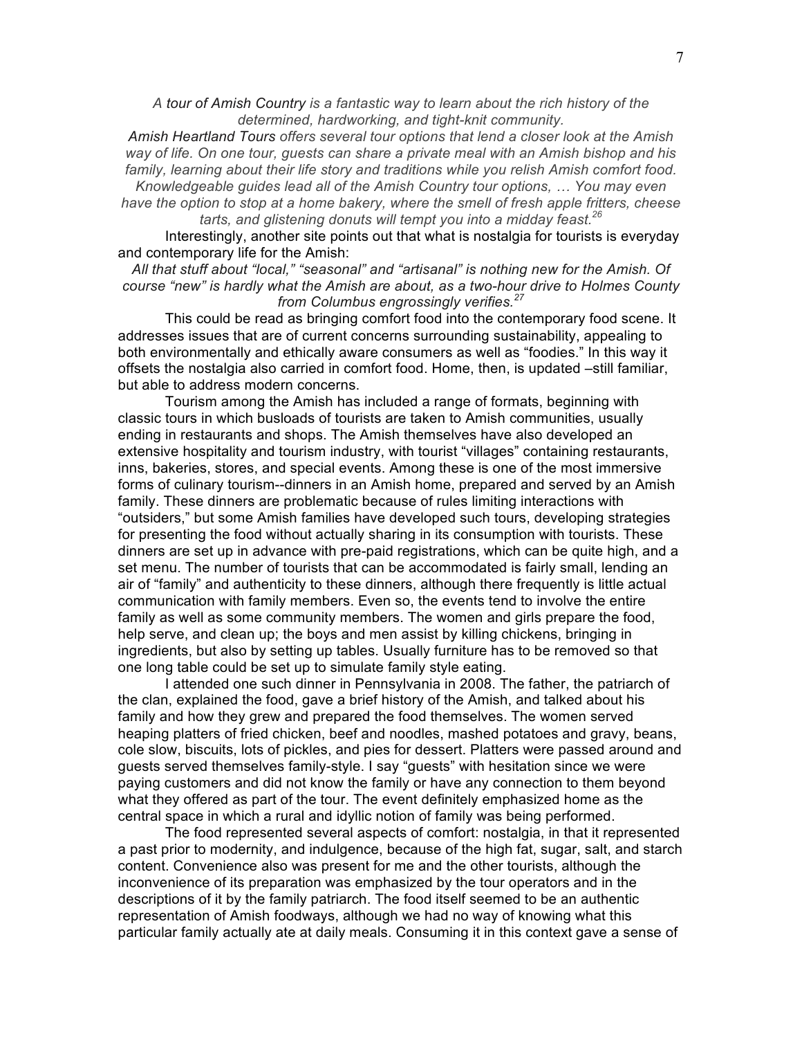*A tour of Amish Country is a fantastic way to learn about the rich history of the determined, hardworking, and tight-knit community. Amish Heartland Tours offers several tour options that lend a closer look at the Amish way of life. On one tour, guests can share a private meal with an Amish bishop and his family, learning about their life story and traditions while you relish Amish comfort food. Knowledgeable guides lead all of the Amish Country tour options, … You may even have the option to stop at a home bakery, where the smell of fresh apple fritters, cheese tarts, and glistening donuts will tempt you into a midday feast.*[26]

Interestingly, another site points out that what is nostalgia for tourists is everyday and contemporary life for the Amish:

*All that stuff about "local," "seasonal" and "artisanal" is nothing new for the Amish. Of course "new" is hardly what the Amish are about, as a two-hour drive to Holmes County from Columbus engrossingly verifies.*[27]

This could be read as bringing comfort food into the contemporary food scene. It addresses issues that are of current concerns surrounding sustainability, appealing to both environmentally and ethically aware consumers as well as "foodies." In this way it offsets the nostalgia also carried in comfort food. Home, then, is updated –still familiar, but able to address modern concerns.

Tourism among the Amish has included a range of formats, beginning with classic tours in which busloads of tourists are taken to Amish communities, usually ending in restaurants and shops. The Amish themselves have also developed an extensive hospitality and tourism industry, with tourist "villages" containing restaurants, inns, bakeries, stores, and special events. Among these is one of the most immersive forms of culinary tourism--dinners in an Amish home, prepared and served by an Amish family. These dinners are problematic because of rules limiting interactions with "outsiders," but some Amish families have developed such tours, developing strategies for presenting the food without actually sharing in its consumption with tourists. These dinners are set up in advance with pre-paid registrations, which can be quite high, and a set menu. The number of tourists that can be accommodated is fairly small, lending an air of "family" and authenticity to these dinners, although there frequently is little actual communication with family members. Even so, the events tend to involve the entire family as well as some community members. The women and girls prepare the food, help serve, and clean up; the boys and men assist by killing chickens, bringing in ingredients, but also by setting up tables. Usually furniture has to be removed so that one long table could be set up to simulate family style eating.

I attended one such dinner in Pennsylvania in 2008. The father, the patriarch of the clan, explained the food, gave a brief history of the Amish, and talked about his family and how they grew and prepared the food themselves. The women served heaping platters of fried chicken, beef and noodles, mashed potatoes and gravy, beans, cole slow, biscuits, lots of pickles, and pies for dessert. Platters were passed around and guests served themselves family-style. I say "guests" with hesitation since we were paying customers and did not know the family or have any connection to them beyond what they offered as part of the tour. The event definitely emphasized home as the central space in which a rural and idyllic notion of family was being performed.

The food represented several aspects of comfort: nostalgia, in that it represented a past prior to modernity, and indulgence, because of the high fat, sugar, salt, and starch content. Convenience also was present for me and the other tourists, although the inconvenience of its preparation was emphasized by the tour operators and in the descriptions of it by the family patriarch. The food itself seemed to be an authentic representation of Amish foodways, although we had no way of knowing what this particular family actually ate at daily meals. Consuming it in this context gave a sense of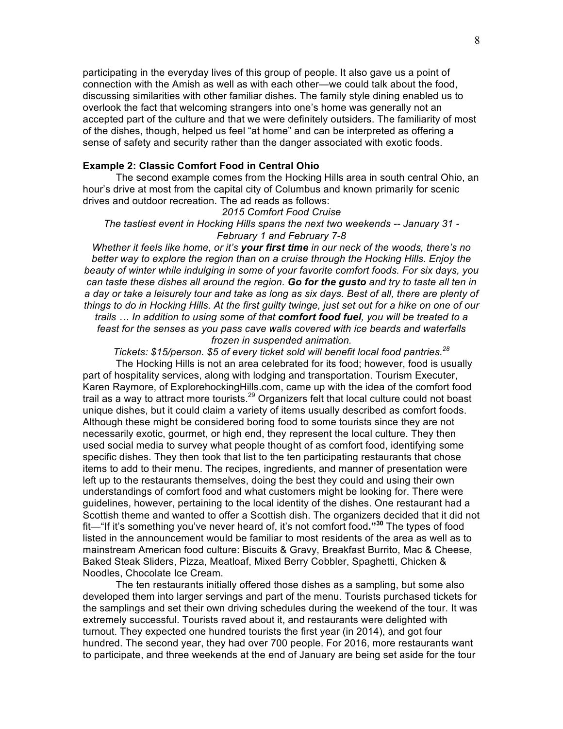participating in the everyday lives of this group of people. It also gave us a point of connection with the Amish as well as with each other—we could talk about the food, discussing similarities with other familiar dishes. The family style dining enabled us to overlook the fact that welcoming strangers into one's home was generally not an accepted part of the culture and that we were definitely outsiders. The familiarity of most of the dishes, though, helped us feel "at home" and can be interpreted as offering a sense of safety and security rather than the danger associated with exotic foods.

**Example 2: Classic Comfort Food in Central Ohio**

The second example comes from the Hocking Hills area in south central Ohio, an hour's drive at most from the capital city of Columbus and known primarily for scenic drives and outdoor recreation. The ad reads as follows:

*2015 Comfort Food Cruise*

*The tastiest event in Hocking Hills spans the next two weekends -- January 31 - February 1 and February 7-8*

*Whether it feels like home, or it's* ***your first time*** *in our neck of the woods, there's no better way to explore the region than on a cruise through the Hocking Hills. Enjoy the beauty of winter while indulging in some of your favorite comfort foods. For six days, you can taste these dishes all around the region.* ***Go for the gusto*** *and try to taste all ten in a day or take a leisurely tour and take as long as six days. Best of all, there are plenty of things to do in Hocking Hills. At the first guilty twinge, just set out for a hike on one of our trails … In addition to using some of that* ***comfort food fuel****, you will be treated to a feast for the senses as you pass cave walls covered with ice beards and waterfalls frozen in suspended animation.*

*Tickets: $15/person. $5 of every ticket sold will benefit local food pantries.*[28]

The Hocking Hills is not an area celebrated for its food; however, food is usually part of hospitality services, along with lodging and transportation. Tourism Executer, Karen Raymore, of ExplorehockingHills.com, came up with the idea of the comfort food trail as a way to attract more tourists.[29] Organizers felt that local culture could not boast unique dishes, but it could claim a variety of items usually described as comfort foods. Although these might be considered boring food to some tourists since they are not necessarily exotic, gourmet, or high end, they represent the local culture. They then used social media to survey what people thought of as comfort food, identifying some specific dishes. They then took that list to the ten participating restaurants that chose items to add to their menu. The recipes, ingredients, and manner of presentation were left up to the restaurants themselves, doing the best they could and using their own understandings of comfort food and what customers might be looking for. There were guidelines, however, pertaining to the local identity of the dishes. One restaurant had a Scottish theme and wanted to offer a Scottish dish. The organizers decided that it did not fit—"If it's something you've never heard of, it's not comfort food**."**[30] The types of food listed in the announcement would be familiar to most residents of the area as well as to mainstream American food culture: Biscuits & Gravy, Breakfast Burrito, Mac & Cheese, Baked Steak Sliders, Pizza, Meatloaf, Mixed Berry Cobbler, Spaghetti, Chicken & Noodles, Chocolate Ice Cream.

The ten restaurants initially offered those dishes as a sampling, but some also developed them into larger servings and part of the menu. Tourists purchased tickets for the samplings and set their own driving schedules during the weekend of the tour. It was extremely successful. Tourists raved about it, and restaurants were delighted with turnout. They expected one hundred tourists the first year (in 2014), and got four hundred. The second year, they had over 700 people. For 2016, more restaurants want to participate, and three weekends at the end of January are being set aside for the tour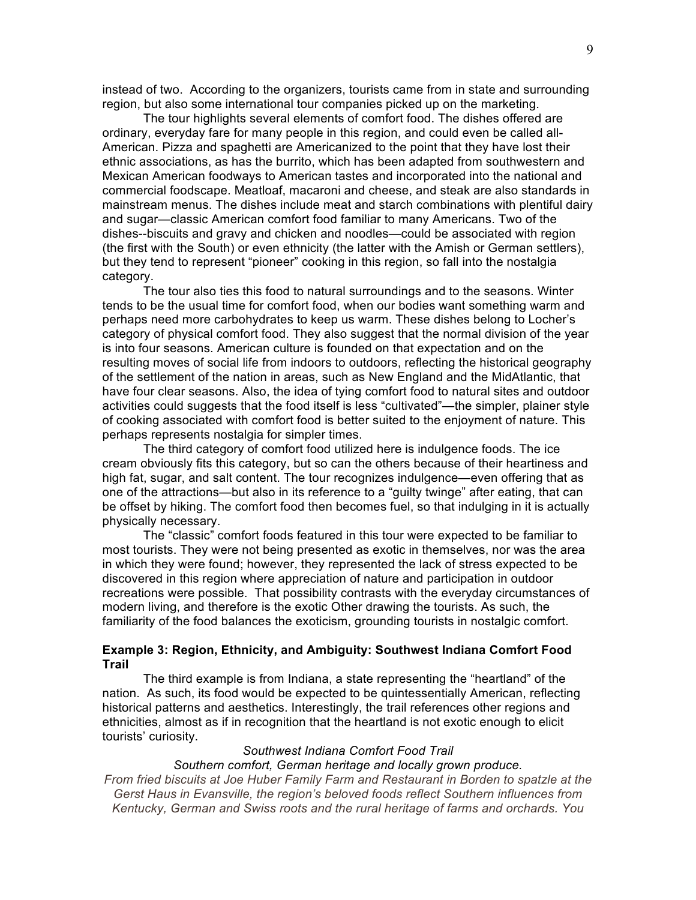instead of two. According to the organizers, tourists came from in state and surrounding region, but also some international tour companies picked up on the marketing.

The tour highlights several elements of comfort food. The dishes offered are ordinary, everyday fare for many people in this region, and could even be called all-American. Pizza and spaghetti are Americanized to the point that they have lost their ethnic associations, as has the burrito, which has been adapted from southwestern and Mexican American foodways to American tastes and incorporated into the national and commercial foodscape. Meatloaf, macaroni and cheese, and steak are also standards in mainstream menus. The dishes include meat and starch combinations with plentiful dairy and sugar—classic American comfort food familiar to many Americans. Two of the dishes--biscuits and gravy and chicken and noodles—could be associated with region (the first with the South) or even ethnicity (the latter with the Amish or German settlers), but they tend to represent "pioneer" cooking in this region, so fall into the nostalgia category.

The tour also ties this food to natural surroundings and to the seasons. Winter tends to be the usual time for comfort food, when our bodies want something warm and perhaps need more carbohydrates to keep us warm. These dishes belong to Locher's category of physical comfort food. They also suggest that the normal division of the year is into four seasons. American culture is founded on that expectation and on the resulting moves of social life from indoors to outdoors, reflecting the historical geography of the settlement of the nation in areas, such as New England and the MidAtlantic, that have four clear seasons. Also, the idea of tying comfort food to natural sites and outdoor activities could suggests that the food itself is less "cultivated"—the simpler, plainer style of cooking associated with comfort food is better suited to the enjoyment of nature. This perhaps represents nostalgia for simpler times.

The third category of comfort food utilized here is indulgence foods. The ice cream obviously fits this category, but so can the others because of their heartiness and high fat, sugar, and salt content. The tour recognizes indulgence—even offering that as one of the attractions—but also in its reference to a "guilty twinge" after eating, that can be offset by hiking. The comfort food then becomes fuel, so that indulging in it is actually physically necessary.

The "classic" comfort foods featured in this tour were expected to be familiar to most tourists. They were not being presented as exotic in themselves, nor was the area in which they were found; however, they represented the lack of stress expected to be discovered in this region where appreciation of nature and participation in outdoor recreations were possible. That possibility contrasts with the everyday circumstances of modern living, and therefore is the exotic Other drawing the tourists. As such, the familiarity of the food balances the exoticism, grounding tourists in nostalgic comfort.

### Example 3: Region, Ethnicity, and Ambiguity: Southwest Indiana Comfort Food Trail

The third example is from Indiana, a state representing the "heartland" of the nation. As such, its food would be expected to be quintessentially American, reflecting historical patterns and aesthetics. Interestingly, the trail references other regions and ethnicities, almost as if in recognition that the heartland is not exotic enough to elicit tourists' curiosity.

*Southwest Indiana Comfort Food Trail*

*Southern comfort, German heritage and locally grown produce.*

*From fried biscuits at Joe Huber Family Farm and Restaurant in Borden to spatzle at the Gerst Haus in Evansville, the region's beloved foods reflect Southern influences from Kentucky, German and Swiss roots and the rural heritage of farms and orchards. You*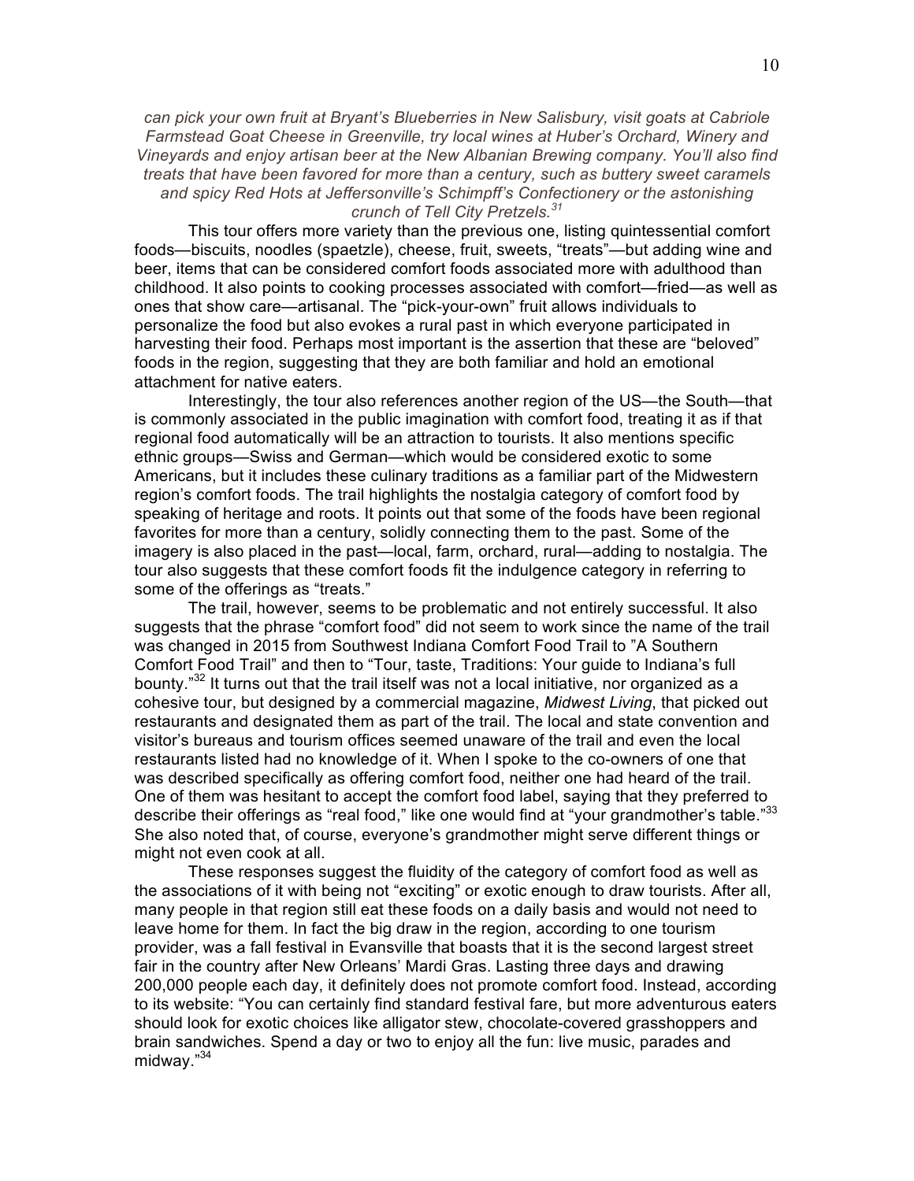*can pick your own fruit at Bryant's Blueberries in New Salisbury, visit goats at Cabriole Farmstead Goat Cheese in Greenville, try local wines at Huber's Orchard, Winery and Vineyards and enjoy artisan beer at the New Albanian Brewing company. You'll also find treats that have been favored for more than a century, such as buttery sweet caramels and spicy Red Hots at Jeffersonville's Schimpff's Confectionery or the astonishing crunch of Tell City Pretzels.*[31]

This tour offers more variety than the previous one, listing quintessential comfort foods—biscuits, noodles (spaetzle), cheese, fruit, sweets, "treats"—but adding wine and beer, items that can be considered comfort foods associated more with adulthood than childhood. It also points to cooking processes associated with comfort—fried—as well as ones that show care—artisanal. The "pick-your-own" fruit allows individuals to personalize the food but also evokes a rural past in which everyone participated in harvesting their food. Perhaps most important is the assertion that these are "beloved" foods in the region, suggesting that they are both familiar and hold an emotional attachment for native eaters.

Interestingly, the tour also references another region of the US—the South—that is commonly associated in the public imagination with comfort food, treating it as if that regional food automatically will be an attraction to tourists. It also mentions specific ethnic groups—Swiss and German—which would be considered exotic to some Americans, but it includes these culinary traditions as a familiar part of the Midwestern region's comfort foods. The trail highlights the nostalgia category of comfort food by speaking of heritage and roots. It points out that some of the foods have been regional favorites for more than a century, solidly connecting them to the past. Some of the imagery is also placed in the past—local, farm, orchard, rural—adding to nostalgia. The tour also suggests that these comfort foods fit the indulgence category in referring to some of the offerings as "treats."

The trail, however, seems to be problematic and not entirely successful. It also suggests that the phrase "comfort food" did not seem to work since the name of the trail was changed in 2015 from Southwest Indiana Comfort Food Trail to "A Southern Comfort Food Trail" and then to "Tour, taste, Traditions: Your guide to Indiana's full bounty."[32] It turns out that the trail itself was not a local initiative, nor organized as a cohesive tour, but designed by a commercial magazine, *Midwest Living*, that picked out restaurants and designated them as part of the trail. The local and state convention and visitor's bureaus and tourism offices seemed unaware of the trail and even the local restaurants listed had no knowledge of it. When I spoke to the co-owners of one that was described specifically as offering comfort food, neither one had heard of the trail. One of them was hesitant to accept the comfort food label, saying that they preferred to describe their offerings as "real food," like one would find at "your grandmother's table."[33] She also noted that, of course, everyone's grandmother might serve different things or might not even cook at all.

These responses suggest the fluidity of the category of comfort food as well as the associations of it with being not "exciting" or exotic enough to draw tourists. After all, many people in that region still eat these foods on a daily basis and would not need to leave home for them. In fact the big draw in the region, according to one tourism provider, was a fall festival in Evansville that boasts that it is the second largest street fair in the country after New Orleans' Mardi Gras. Lasting three days and drawing 200,000 people each day, it definitely does not promote comfort food. Instead, according to its website: "You can certainly find standard festival fare, but more adventurous eaters should look for exotic choices like alligator stew, chocolate-covered grasshoppers and brain sandwiches. Spend a day or two to enjoy all the fun: live music, parades and midway."[34]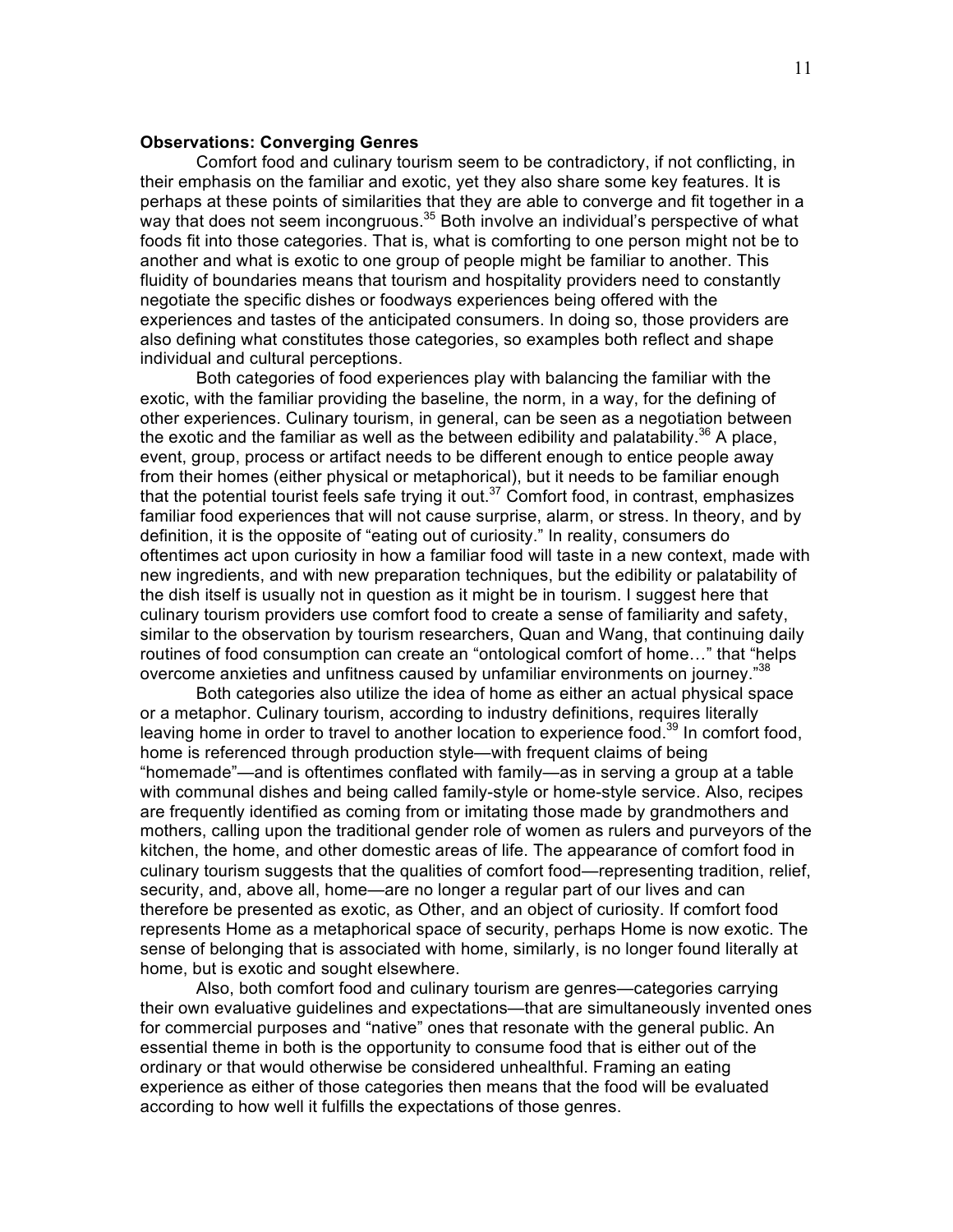**Observations: Converging Genres**

Comfort food and culinary tourism seem to be contradictory, if not conflicting, in their emphasis on the familiar and exotic, yet they also share some key features. It is perhaps at these points of similarities that they are able to converge and fit together in a way that does not seem incongruous.[35] Both involve an individual's perspective of what foods fit into those categories. That is, what is comforting to one person might not be to another and what is exotic to one group of people might be familiar to another. This fluidity of boundaries means that tourism and hospitality providers need to constantly negotiate the specific dishes or foodways experiences being offered with the experiences and tastes of the anticipated consumers. In doing so, those providers are also defining what constitutes those categories, so examples both reflect and shape individual and cultural perceptions.

Both categories of food experiences play with balancing the familiar with the exotic, with the familiar providing the baseline, the norm, in a way, for the defining of other experiences. Culinary tourism, in general, can be seen as a negotiation between the exotic and the familiar as well as the between edibility and palatability.[36] A place, event, group, process or artifact needs to be different enough to entice people away from their homes (either physical or metaphorical), but it needs to be familiar enough that the potential tourist feels safe trying it out.[37] Comfort food, in contrast, emphasizes familiar food experiences that will not cause surprise, alarm, or stress. In theory, and by definition, it is the opposite of "eating out of curiosity." In reality, consumers do oftentimes act upon curiosity in how a familiar food will taste in a new context, made with new ingredients, and with new preparation techniques, but the edibility or palatability of the dish itself is usually not in question as it might be in tourism. I suggest here that culinary tourism providers use comfort food to create a sense of familiarity and safety, similar to the observation by tourism researchers, Quan and Wang, that continuing daily routines of food consumption can create an "ontological comfort of home…" that "helps overcome anxieties and unfitness caused by unfamiliar environments on journey."[38]

Both categories also utilize the idea of home as either an actual physical space or a metaphor. Culinary tourism, according to industry definitions, requires literally leaving home in order to travel to another location to experience food.[39] In comfort food, home is referenced through production style—with frequent claims of being "homemade"—and is oftentimes conflated with family—as in serving a group at a table with communal dishes and being called family-style or home-style service. Also, recipes are frequently identified as coming from or imitating those made by grandmothers and mothers, calling upon the traditional gender role of women as rulers and purveyors of the kitchen, the home, and other domestic areas of life. The appearance of comfort food in culinary tourism suggests that the qualities of comfort food—representing tradition, relief, security, and, above all, home—are no longer a regular part of our lives and can therefore be presented as exotic, as Other, and an object of curiosity. If comfort food represents Home as a metaphorical space of security, perhaps Home is now exotic. The sense of belonging that is associated with home, similarly, is no longer found literally at home, but is exotic and sought elsewhere.

Also, both comfort food and culinary tourism are genres—categories carrying their own evaluative guidelines and expectations—that are simultaneously invented ones for commercial purposes and "native" ones that resonate with the general public. An essential theme in both is the opportunity to consume food that is either out of the ordinary or that would otherwise be considered unhealthful. Framing an eating experience as either of those categories then means that the food will be evaluated according to how well it fulfills the expectations of those genres.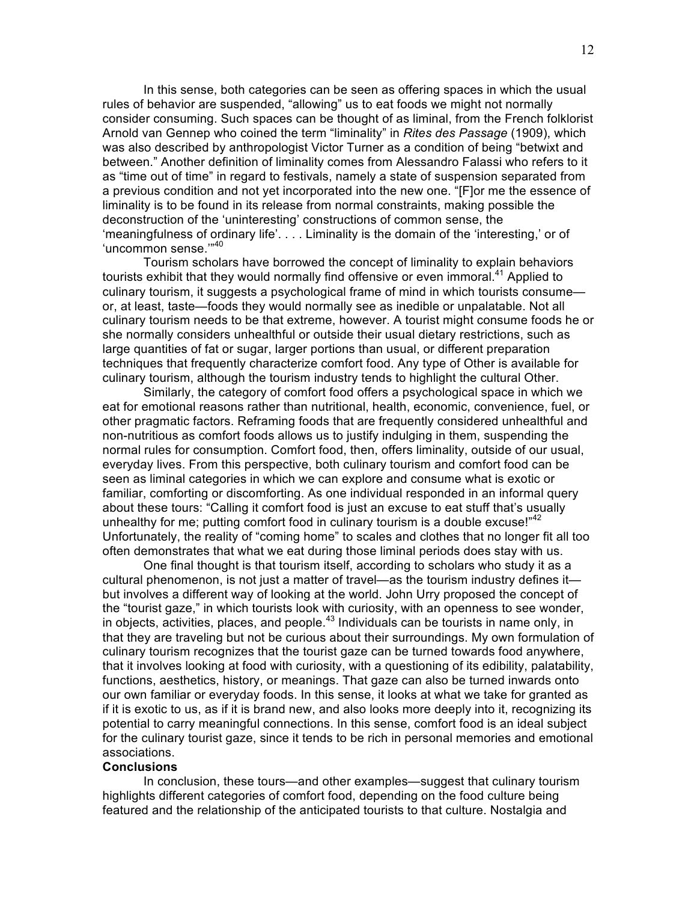In this sense, both categories can be seen as offering spaces in which the usual rules of behavior are suspended, "allowing" us to eat foods we might not normally consider consuming. Such spaces can be thought of as liminal, from the French folklorist Arnold van Gennep who coined the term "liminality" in *Rites des Passage* (1909), which was also described by anthropologist Victor Turner as a condition of being "betwixt and between." Another definition of liminality comes from Alessandro Falassi who refers to it as "time out of time" in regard to festivals, namely a state of suspension separated from a previous condition and not yet incorporated into the new one. "[F]or me the essence of liminality is to be found in its release from normal constraints, making possible the deconstruction of the 'uninteresting' constructions of common sense, the 'meaningfulness of ordinary life'. . . . Liminality is the domain of the 'interesting,' or of 'uncommon sense.'"[40]

Tourism scholars have borrowed the concept of liminality to explain behaviors tourists exhibit that they would normally find offensive or even immoral.[41] Applied to culinary tourism, it suggests a psychological frame of mind in which tourists consume—or, at least, taste—foods they would normally see as inedible or unpalatable. Not all culinary tourism needs to be that extreme, however. A tourist might consume foods he or she normally considers unhealthful or outside their usual dietary restrictions, such as large quantities of fat or sugar, larger portions than usual, or different preparation techniques that frequently characterize comfort food. Any type of Other is available for culinary tourism, although the tourism industry tends to highlight the cultural Other.

Similarly, the category of comfort food offers a psychological space in which we eat for emotional reasons rather than nutritional, health, economic, convenience, fuel, or other pragmatic factors. Reframing foods that are frequently considered unhealthful and non-nutritious as comfort foods allows us to justify indulging in them, suspending the normal rules for consumption. Comfort food, then, offers liminality, outside of our usual, everyday lives. From this perspective, both culinary tourism and comfort food can be seen as liminal categories in which we can explore and consume what is exotic or familiar, comforting or discomforting. As one individual responded in an informal query about these tours: "Calling it comfort food is just an excuse to eat stuff that's usually unhealthy for me; putting comfort food in culinary tourism is a double excuse!"[42] Unfortunately, the reality of "coming home" to scales and clothes that no longer fit all too often demonstrates that what we eat during those liminal periods does stay with us.

One final thought is that tourism itself, according to scholars who study it as a cultural phenomenon, is not just a matter of travel—as the tourism industry defines it—but involves a different way of looking at the world. John Urry proposed the concept of the "tourist gaze," in which tourists look with curiosity, with an openness to see wonder, in objects, activities, places, and people.[43] Individuals can be tourists in name only, in that they are traveling but not be curious about their surroundings. My own formulation of culinary tourism recognizes that the tourist gaze can be turned towards food anywhere, that it involves looking at food with curiosity, with a questioning of its edibility, palatability, functions, aesthetics, history, or meanings. That gaze can also be turned inwards onto our own familiar or everyday foods. In this sense, it looks at what we take for granted as if it is exotic to us, as if it is brand new, and also looks more deeply into it, recognizing its potential to carry meaningful connections. In this sense, comfort food is an ideal subject for the culinary tourist gaze, since it tends to be rich in personal memories and emotional associations.

## Conclusions

In conclusion, these tours—and other examples—suggest that culinary tourism highlights different categories of comfort food, depending on the food culture being featured and the relationship of the anticipated tourists to that culture. Nostalgia and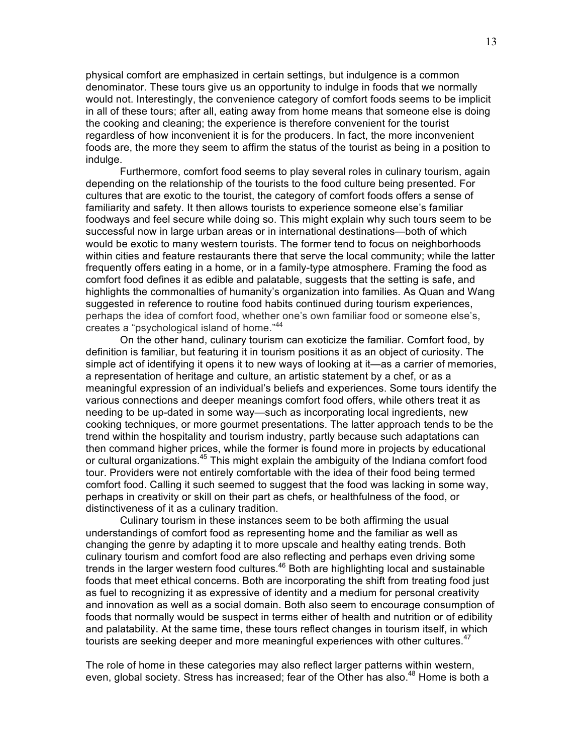physical comfort are emphasized in certain settings, but indulgence is a common denominator. These tours give us an opportunity to indulge in foods that we normally would not. Interestingly, the convenience category of comfort foods seems to be implicit in all of these tours; after all, eating away from home means that someone else is doing the cooking and cleaning; the experience is therefore convenient for the tourist regardless of how inconvenient it is for the producers. In fact, the more inconvenient foods are, the more they seem to affirm the status of the tourist as being in a position to indulge.

Furthermore, comfort food seems to play several roles in culinary tourism, again depending on the relationship of the tourists to the food culture being presented. For cultures that are exotic to the tourist, the category of comfort foods offers a sense of familiarity and safety. It then allows tourists to experience someone else's familiar foodways and feel secure while doing so. This might explain why such tours seem to be successful now in large urban areas or in international destinations—both of which would be exotic to many western tourists. The former tend to focus on neighborhoods within cities and feature restaurants there that serve the local community; while the latter frequently offers eating in a home, or in a family-type atmosphere. Framing the food as comfort food defines it as edible and palatable, suggests that the setting is safe, and highlights the commonalties of humanity's organization into families. As Quan and Wang suggested in reference to routine food habits continued during tourism experiences, perhaps the idea of comfort food, whether one's own familiar food or someone else's, creates a "psychological island of home."[44]

On the other hand, culinary tourism can exoticize the familiar. Comfort food, by definition is familiar, but featuring it in tourism positions it as an object of curiosity. The simple act of identifying it opens it to new ways of looking at it—as a carrier of memories, a representation of heritage and culture, an artistic statement by a chef, or as a meaningful expression of an individual's beliefs and experiences. Some tours identify the various connections and deeper meanings comfort food offers, while others treat it as needing to be up-dated in some way—such as incorporating local ingredients, new cooking techniques, or more gourmet presentations. The latter approach tends to be the trend within the hospitality and tourism industry, partly because such adaptations can then command higher prices, while the former is found more in projects by educational or cultural organizations.[45] This might explain the ambiguity of the Indiana comfort food tour. Providers were not entirely comfortable with the idea of their food being termed comfort food. Calling it such seemed to suggest that the food was lacking in some way, perhaps in creativity or skill on their part as chefs, or healthfulness of the food, or distinctiveness of it as a culinary tradition.

Culinary tourism in these instances seem to be both affirming the usual understandings of comfort food as representing home and the familiar as well as changing the genre by adapting it to more upscale and healthy eating trends. Both culinary tourism and comfort food are also reflecting and perhaps even driving some trends in the larger western food cultures.[46] Both are highlighting local and sustainable foods that meet ethical concerns. Both are incorporating the shift from treating food just as fuel to recognizing it as expressive of identity and a medium for personal creativity and innovation as well as a social domain. Both also seem to encourage consumption of foods that normally would be suspect in terms either of health and nutrition or of edibility and palatability. At the same time, these tours reflect changes in tourism itself, in which tourists are seeking deeper and more meaningful experiences with other cultures.[47]

The role of home in these categories may also reflect larger patterns within western, even, global society. Stress has increased; fear of the Other has also.[48] Home is both a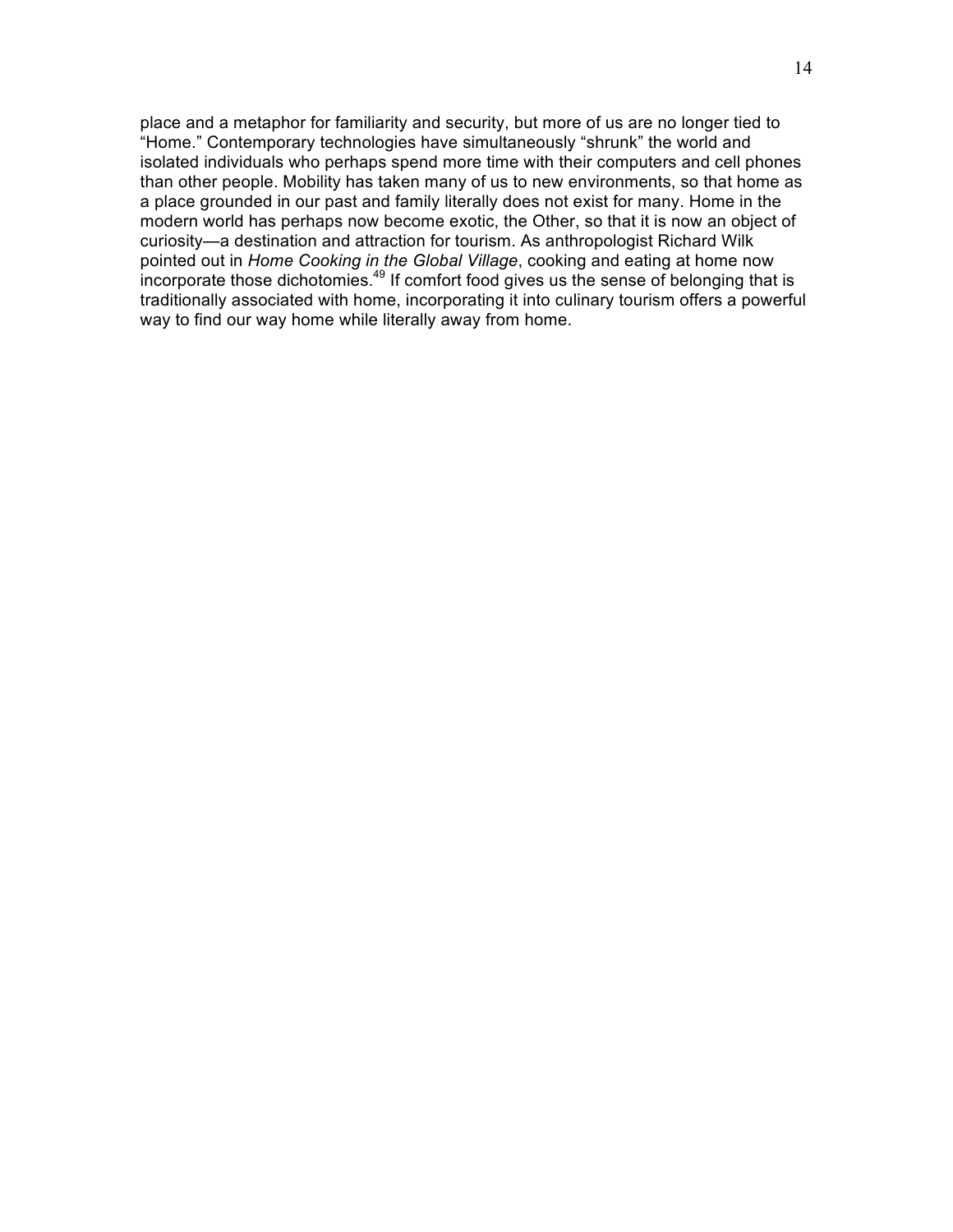place and a metaphor for familiarity and security, but more of us are no longer tied to "Home." Contemporary technologies have simultaneously "shrunk" the world and isolated individuals who perhaps spend more time with their computers and cell phones than other people. Mobility has taken many of us to new environments, so that home as a place grounded in our past and family literally does not exist for many. Home in the modern world has perhaps now become exotic, the Other, so that it is now an object of curiosity—a destination and attraction for tourism. As anthropologist Richard Wilk pointed out in *Home Cooking in the Global Village*, cooking and eating at home now incorporate those dichotomies.[49] If comfort food gives us the sense of belonging that is traditionally associated with home, incorporating it into culinary tourism offers a powerful way to find our way home while literally away from home.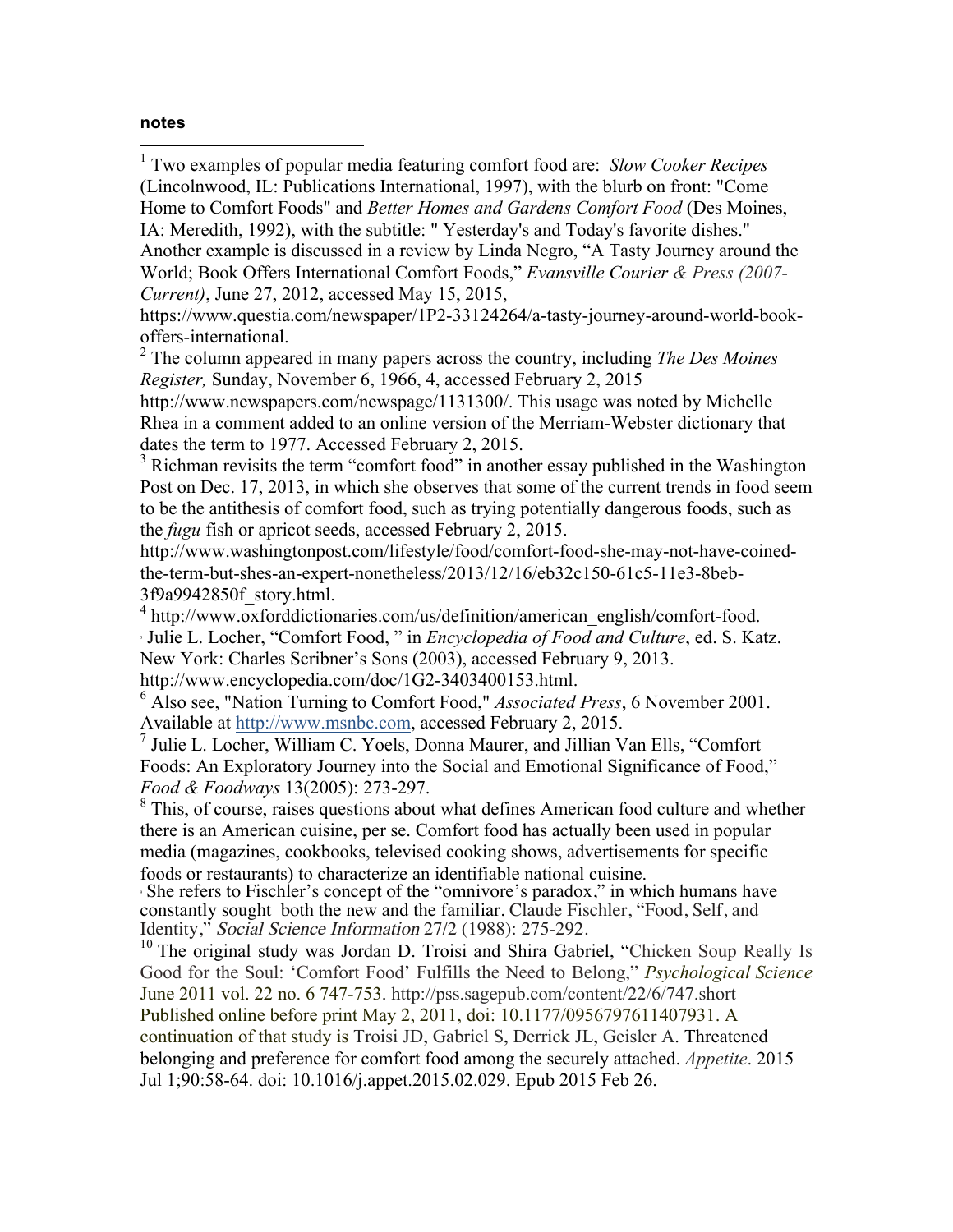**notes**

[1] Two examples of popular media featuring comfort food are: *Slow Cooker Recipes* (Lincolnwood, IL: Publications International, 1997), with the blurb on front: "Come Home to Comfort Foods" and *Better Homes and Gardens Comfort Food* (Des Moines, IA: Meredith, 1992), with the subtitle: " Yesterday's and Today's favorite dishes." Another example is discussed in a review by Linda Negro, "A Tasty Journey around the World; Book Offers International Comfort Foods," *Evansville Courier & Press (2007-Current)*, June 27, 2012, accessed May 15, 2015, https://www.questia.com/newspaper/1P2-33124264/a-tasty-journey-around-world-book-offers-international.

[2] The column appeared in many papers across the country, including *The Des Moines Register,* Sunday, November 6, 1966, 4, accessed February 2, 2015 http://www.newspapers.com/newspage/1131300/. This usage was noted by Michelle Rhea in a comment added to an online version of the Merriam-Webster dictionary that dates the term to 1977. Accessed February 2, 2015.

[3] Richman revisits the term "comfort food" in another essay published in the Washington Post on Dec. 17, 2013, in which she observes that some of the current trends in food seem to be the antithesis of comfort food, such as trying potentially dangerous foods, such as the *fugu* fish or apricot seeds, accessed February 2, 2015. http://www.washingtonpost.com/lifestyle/food/comfort-food-she-may-not-have-coined-the-term-but-shes-an-expert-nonetheless/2013/12/16/eb32c150-61c5-11e3-8beb-3f9a9942850f_story.html.

[4] http://www.oxforddictionaries.com/us/definition/american_english/comfort-food.

[5] Julie L. Locher, "Comfort Food, " in *Encyclopedia of Food and Culture*, ed. S. Katz. New York: Charles Scribner's Sons (2003), accessed February 9, 2013. http://www.encyclopedia.com/doc/1G2-3403400153.html.

[6] Also see, "Nation Turning to Comfort Food," *Associated Press*, 6 November 2001. Available at http://www.msnbc.com, accessed February 2, 2015.

[7] Julie L. Locher, William C. Yoels, Donna Maurer, and Jillian Van Ells, "Comfort Foods: An Exploratory Journey into the Social and Emotional Significance of Food," *Food & Foodways* 13(2005): 273-297.

[8] This, of course, raises questions about what defines American food culture and whether there is an American cuisine, per se. Comfort food has actually been used in popular media (magazines, cookbooks, televised cooking shows, advertisements for specific foods or restaurants) to characterize an identifiable national cuisine.

[9] She refers to Fischler's concept of the "omnivore's paradox," in which humans have constantly sought both the new and the familiar. Claude Fischler, "Food, Self, and Identity," *Social Science Information* 27/2 (1988): 275-292.

[10] The original study was Jordan D. Troisi and Shira Gabriel, "Chicken Soup Really Is Good for the Soul: 'Comfort Food' Fulfills the Need to Belong," *Psychological Science* June 2011 vol. 22 no. 6 747-753. http://pss.sagepub.com/content/22/6/747.short Published online before print May 2, 2011, doi: 10.1177/0956797611407931. A continuation of that study is Troisi JD, Gabriel S, Derrick JL, Geisler A. Threatened belonging and preference for comfort food among the securely attached. *Appetite*. 2015 Jul 1;90:58-64. doi: 10.1016/j.appet.2015.02.029. Epub 2015 Feb 26.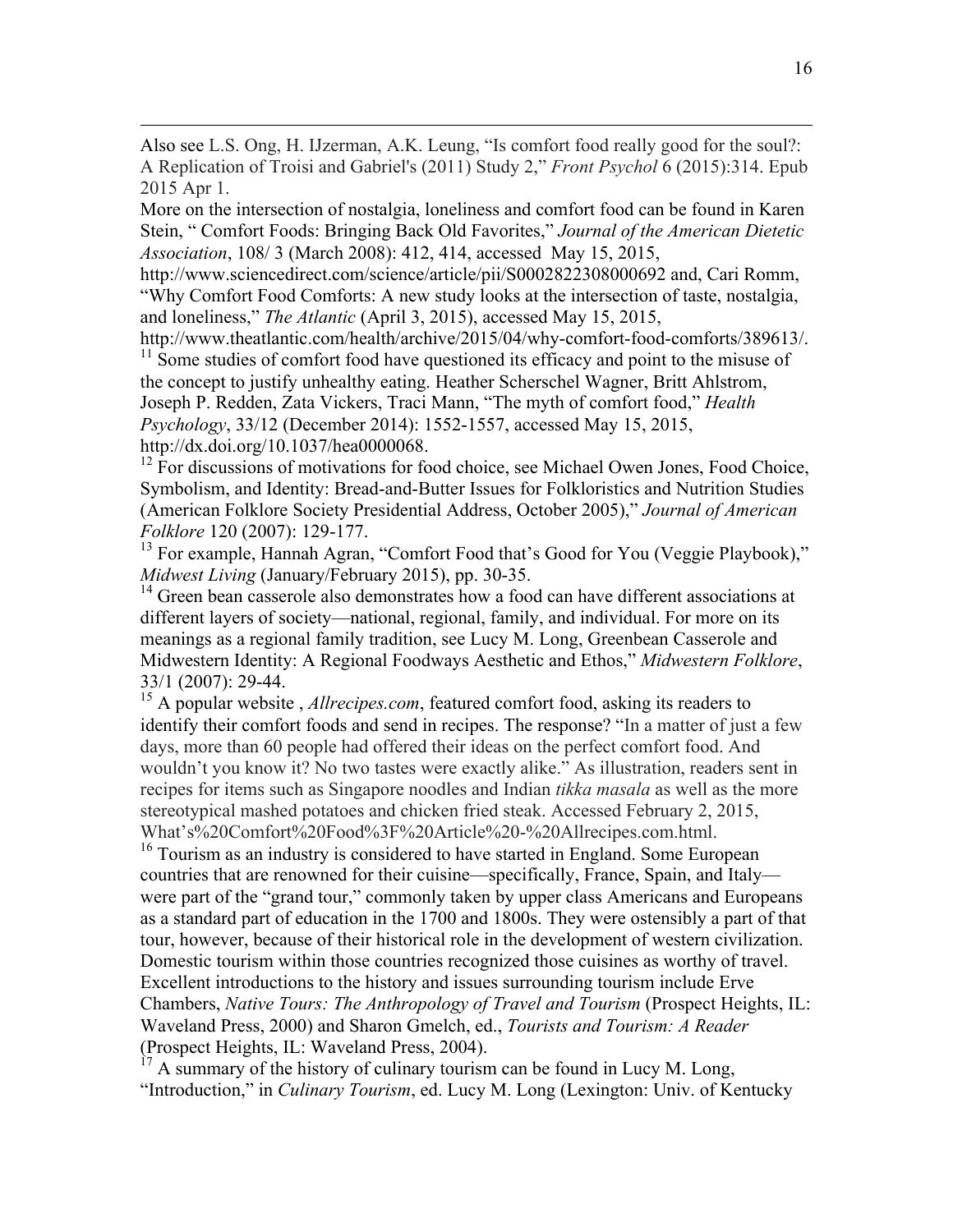Also see L.S. Ong, H. IJzerman, A.K. Leung, "Is comfort food really good for the soul?: A Replication of Troisi and Gabriel's (2011) Study 2," *Front Psychol* 6 (2015):314. Epub 2015 Apr 1.

More on the intersection of nostalgia, loneliness and comfort food can be found in Karen Stein, " Comfort Foods: Bringing Back Old Favorites," *Journal of the American Dietetic Association*, 108/ 3 (March 2008): 412, 414, accessed May 15, 2015, http://www.sciencedirect.com/science/article/pii/S0002822308000692 and, Cari Romm, "Why Comfort Food Comforts: A new study looks at the intersection of taste, nostalgia, and loneliness," *The Atlantic* (April 3, 2015), accessed May 15, 2015, http://www.theatlantic.com/health/archive/2015/04/why-comfort-food-comforts/389613/.

[11] Some studies of comfort food have questioned its efficacy and point to the misuse of the concept to justify unhealthy eating. Heather Scherschel Wagner, Britt Ahlstrom, Joseph P. Redden, Zata Vickers, Traci Mann, "The myth of comfort food," *Health Psychology*, 33/12 (December 2014): 1552-1557, accessed May 15, 2015, http://dx.doi.org/10.1037/hea0000068.

[12] For discussions of motivations for food choice, see Michael Owen Jones, Food Choice, Symbolism, and Identity: Bread-and-Butter Issues for Folkloristics and Nutrition Studies (American Folklore Society Presidential Address, October 2005)," *Journal of American Folklore* 120 (2007): 129-177.

[13] For example, Hannah Agran, "Comfort Food that's Good for You (Veggie Playbook)," *Midwest Living* (January/February 2015), pp. 30-35.

[14] Green bean casserole also demonstrates how a food can have different associations at different layers of society—national, regional, family, and individual. For more on its meanings as a regional family tradition, see Lucy M. Long, Greenbean Casserole and Midwestern Identity: A Regional Foodways Aesthetic and Ethos," *Midwestern Folklore*, 33/1 (2007): 29-44.

[15] A popular website , *Allrecipes.com*, featured comfort food, asking its readers to identify their comfort foods and send in recipes. The response? "In a matter of just a few days, more than 60 people had offered their ideas on the perfect comfort food. And wouldn't you know it? No two tastes were exactly alike." As illustration, readers sent in recipes for items such as Singapore noodles and Indian *tikka masala* as well as the more stereotypical mashed potatoes and chicken fried steak. Accessed February 2, 2015, What's%20Comfort%20Food%3F%20Article%20-%20Allrecipes.com.html.

[16] Tourism as an industry is considered to have started in England. Some European countries that are renowned for their cuisine—specifically, France, Spain, and Italy—were part of the "grand tour," commonly taken by upper class Americans and Europeans as a standard part of education in the 1700 and 1800s. They were ostensibly a part of that tour, however, because of their historical role in the development of western civilization. Domestic tourism within those countries recognized those cuisines as worthy of travel. Excellent introductions to the history and issues surrounding tourism include Erve Chambers, *Native Tours: The Anthropology of Travel and Tourism* (Prospect Heights, IL: Waveland Press, 2000) and Sharon Gmelch, ed., *Tourists and Tourism: A Reader* (Prospect Heights, IL: Waveland Press, 2004).

[17] A summary of the history of culinary tourism can be found in Lucy M. Long, "Introduction," in *Culinary Tourism*, ed. Lucy M. Long (Lexington: Univ. of Kentucky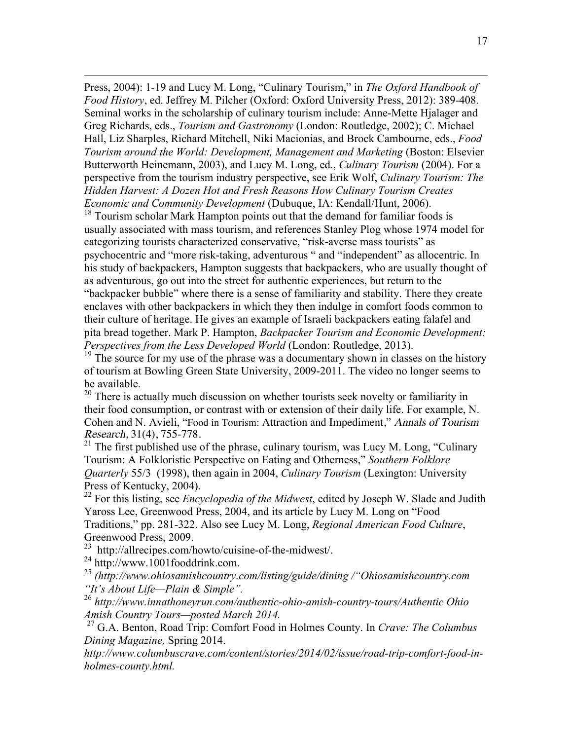Press, 2004): 1-19 and Lucy M. Long, "Culinary Tourism," in *The Oxford Handbook of Food History*, ed. Jeffrey M. Pilcher (Oxford: Oxford University Press, 2012): 389-408. Seminal works in the scholarship of culinary tourism include: Anne-Mette Hjalager and Greg Richards, eds., *Tourism and Gastronomy* (London: Routledge, 2002); C. Michael Hall, Liz Sharples, Richard Mitchell, Niki Macionias, and Brock Cambourne, eds., *Food Tourism around the World: Development, Management and Marketing* (Boston: Elsevier Butterworth Heinemann, 2003), and Lucy M. Long, ed., *Culinary Tourism* (2004). For a perspective from the tourism industry perspective, see Erik Wolf, *Culinary Tourism: The Hidden Harvest: A Dozen Hot and Fresh Reasons How Culinary Tourism Creates Economic and Community Development* (Dubuque, IA: Kendall/Hunt, 2006).

[18] Tourism scholar Mark Hampton points out that the demand for familiar foods is usually associated with mass tourism, and references Stanley Plog whose 1974 model for categorizing tourists characterized conservative, "risk-averse mass tourists" as psychocentric and "more risk-taking, adventurous " and "independent" as allocentric. In his study of backpackers, Hampton suggests that backpackers, who are usually thought of as adventurous, go out into the street for authentic experiences, but return to the "backpacker bubble" where there is a sense of familiarity and stability. There they create enclaves with other backpackers in which they then indulge in comfort foods common to their culture of heritage. He gives an example of Israeli backpackers eating falafel and pita bread together. Mark P. Hampton, *Backpacker Tourism and Economic Development: Perspectives from the Less Developed World* (London: Routledge, 2013).

[19] The source for my use of the phrase was a documentary shown in classes on the history of tourism at Bowling Green State University, 2009-2011. The video no longer seems to be available.

[20] There is actually much discussion on whether tourists seek novelty or familiarity in their food consumption, or contrast with or extension of their daily life. For example, N. Cohen and N. Avieli, "Food in Tourism: Attraction and Impediment," *Annals of Tourism Research*, 31(4), 755-778.

[21] The first published use of the phrase, culinary tourism, was Lucy M. Long, "Culinary Tourism: A Folkloristic Perspective on Eating and Otherness," *Southern Folklore Quarterly* 55/3 (1998), then again in 2004, *Culinary Tourism* (Lexington: University Press of Kentucky, 2004).

[22] For this listing, see *Encyclopedia of the Midwest*, edited by Joseph W. Slade and Judith Yaross Lee, Greenwood Press, 2004, and its article by Lucy M. Long on "Food Traditions," pp. 281-322. Also see Lucy M. Long, *Regional American Food Culture*, Greenwood Press, 2009.

[23] http://allrecipes.com/howto/cuisine-of-the-midwest/.

[24] http://www.1001fooddrink.com.

[25] *(http://www.ohiosamishcountry.com/listing/guide/dining /"Ohiosamishcountry.com "It's About Life—Plain & Simple".*

[26] *http://www.innathoneyrun.com/authentic-ohio-amish-country-tours/Authentic Ohio Amish Country Tours—posted March 2014.*

[27] G.A. Benton, Road Trip: Comfort Food in Holmes County. In *Crave: The Columbus Dining Magazine,* Spring 2014. *http://www.columbuscrave.com/content/stories/2014/02/issue/road-trip-comfort-food-in-holmes-county.html.*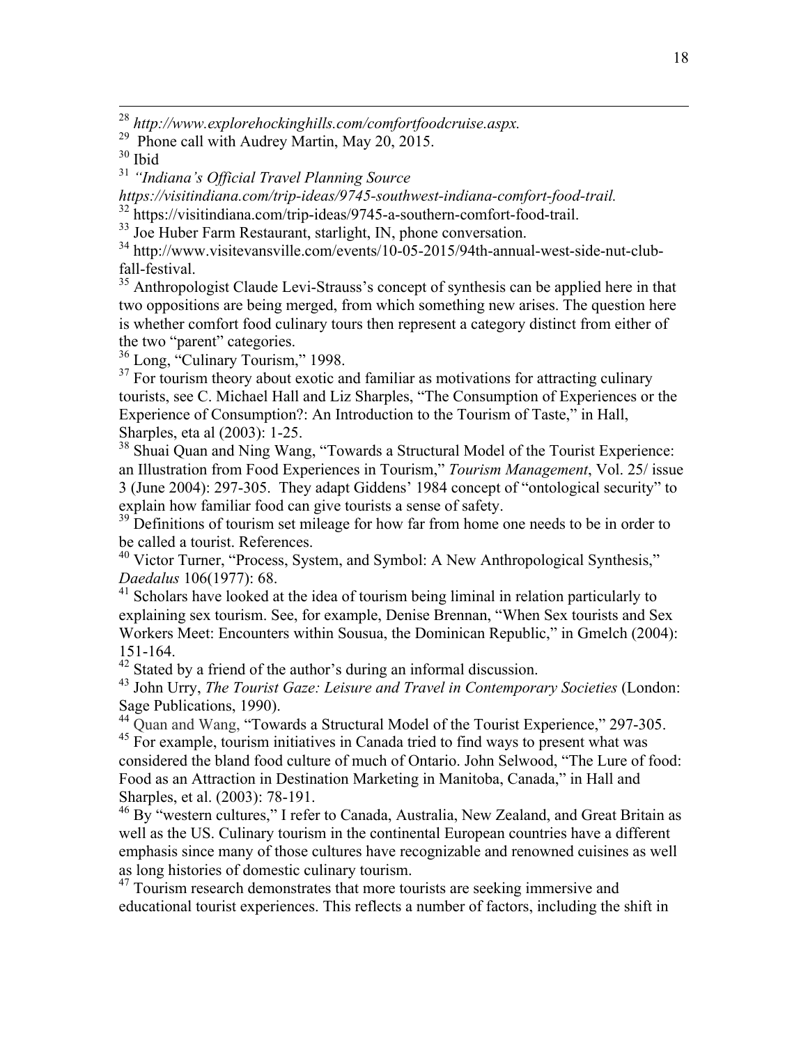[28] *http://www.explorehockinghills.com/comfortfoodcruise.aspx.*

[29] Phone call with Audrey Martin, May 20, 2015.

[30] Ibid

[31] *"Indiana's Official Travel Planning Source https://visitindiana.com/trip-ideas/9745-southwest-indiana-comfort-food-trail.*

[32] https://visitindiana.com/trip-ideas/9745-a-southern-comfort-food-trail.

[33] Joe Huber Farm Restaurant, starlight, IN, phone conversation.

[34] http://www.visitevansville.com/events/10-05-2015/94th-annual-west-side-nut-club-fall-festival.

[35] Anthropologist Claude Levi-Strauss's concept of synthesis can be applied here in that two oppositions are being merged, from which something new arises. The question here is whether comfort food culinary tours then represent a category distinct from either of the two "parent" categories.

[36] Long, "Culinary Tourism," 1998.

[37] For tourism theory about exotic and familiar as motivations for attracting culinary tourists, see C. Michael Hall and Liz Sharples, "The Consumption of Experiences or the Experience of Consumption?: An Introduction to the Tourism of Taste," in Hall, Sharples, eta al (2003): 1-25.

[38] Shuai Quan and Ning Wang, "Towards a Structural Model of the Tourist Experience: an Illustration from Food Experiences in Tourism," *Tourism Management*, Vol. 25/ issue 3 (June 2004): 297-305. They adapt Giddens' 1984 concept of "ontological security" to explain how familiar food can give tourists a sense of safety.

[39] Definitions of tourism set mileage for how far from home one needs to be in order to be called a tourist. References.

[40] Victor Turner, "Process, System, and Symbol: A New Anthropological Synthesis," *Daedalus* 106(1977): 68.

[41] Scholars have looked at the idea of tourism being liminal in relation particularly to explaining sex tourism. See, for example, Denise Brennan, "When Sex tourists and Sex Workers Meet: Encounters within Sousua, the Dominican Republic," in Gmelch (2004): 151-164.

[42] Stated by a friend of the author's during an informal discussion.

[43] John Urry, *The Tourist Gaze: Leisure and Travel in Contemporary Societies* (London: Sage Publications, 1990).

[44] Quan and Wang, "Towards a Structural Model of the Tourist Experience," 297-305.

[45] For example, tourism initiatives in Canada tried to find ways to present what was considered the bland food culture of much of Ontario. John Selwood, "The Lure of food: Food as an Attraction in Destination Marketing in Manitoba, Canada," in Hall and Sharples, et al. (2003): 78-191.

[46] By "western cultures," I refer to Canada, Australia, New Zealand, and Great Britain as well as the US. Culinary tourism in the continental European countries have a different emphasis since many of those cultures have recognizable and renowned cuisines as well as long histories of domestic culinary tourism.

[47] Tourism research demonstrates that more tourists are seeking immersive and educational tourist experiences. This reflects a number of factors, including the shift in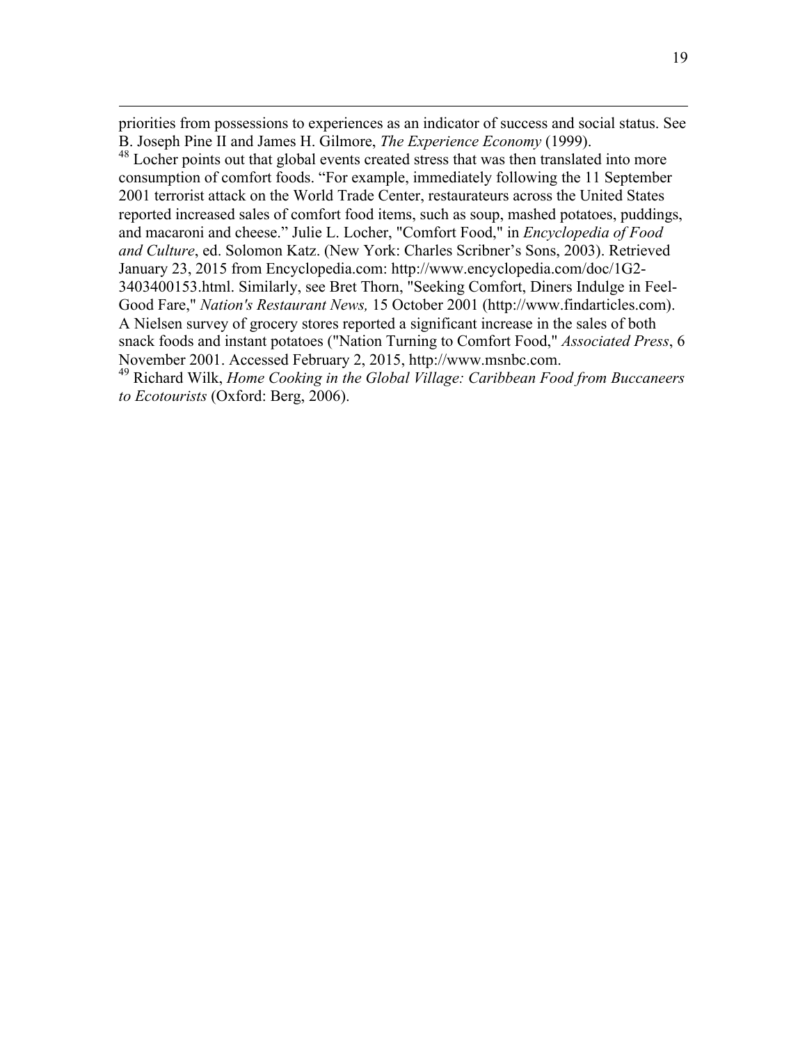priorities from possessions to experiences as an indicator of success and social status. See B. Joseph Pine II and James H. Gilmore, *The Experience Economy* (1999).

[48] Locher points out that global events created stress that was then translated into more consumption of comfort foods. "For example, immediately following the 11 September 2001 terrorist attack on the World Trade Center, restaurateurs across the United States reported increased sales of comfort food items, such as soup, mashed potatoes, puddings, and macaroni and cheese." Julie L. Locher, "Comfort Food," in *Encyclopedia of Food and Culture*, ed. Solomon Katz. (New York: Charles Scribner's Sons, 2003). Retrieved January 23, 2015 from Encyclopedia.com: http://www.encyclopedia.com/doc/1G2-3403400153.html. Similarly, see Bret Thorn, "Seeking Comfort, Diners Indulge in Feel-Good Fare," *Nation's Restaurant News,* 15 October 2001 (http://www.findarticles.com). A Nielsen survey of grocery stores reported a significant increase in the sales of both snack foods and instant potatoes ("Nation Turning to Comfort Food," *Associated Press*, 6 November 2001. Accessed February 2, 2015, http://www.msnbc.com.

[49] Richard Wilk, *Home Cooking in the Global Village: Caribbean Food from Buccaneers to Ecotourists* (Oxford: Berg, 2006).